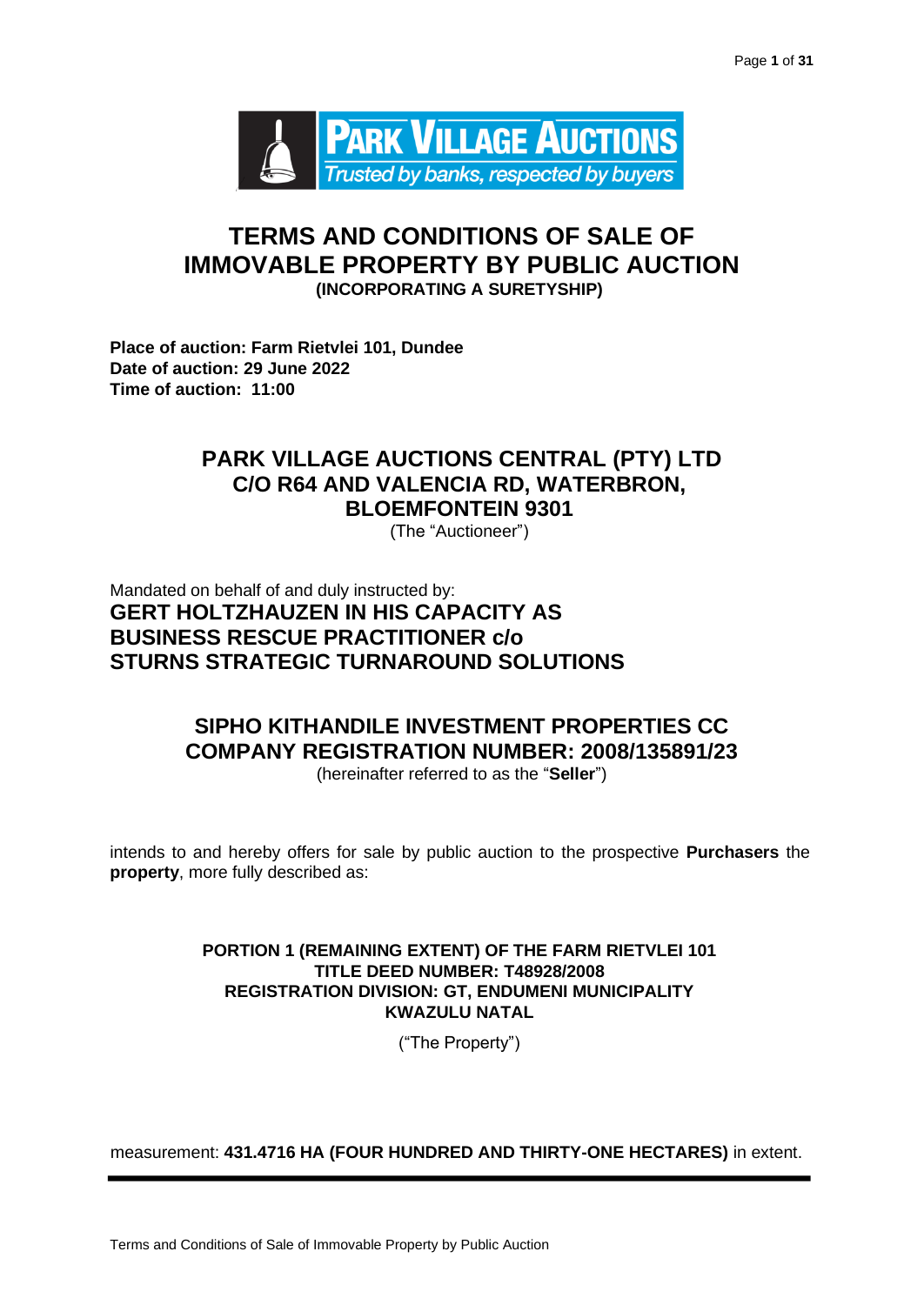# TERMS AND CONDITIONS OF SALE OF IMMOVABLE PROPERTY BY PUBLIC AUCTION

**(INCORPORATING A SURETYSHIP)**

**Place of auction: Farm Rietvlei 101, Dundee**
**Date of auction: 29 June 2022**
**Time of auction: 11:00**

## PARK VILLAGE AUCTIONS CENTRAL (PTY) LTD
## C/O R64 AND VALENCIA RD, WATERBRON, BLOEMFONTEIN 9301

(The "Auctioneer")

Mandated on behalf of and duly instructed by:

**GERT HOLTZHAUZEN IN HIS CAPACITY AS BUSINESS RESCUE PRACTITIONER c/o STURNS STRATEGIC TURNAROUND SOLUTIONS**

## SIPHO KITHANDILE INVESTMENT PROPERTIES CC
## COMPANY REGISTRATION NUMBER: 2008/135891/23

(hereinafter referred to as the "**Seller**")

intends to and hereby offers for sale by public auction to the prospective **Purchasers** the **property**, more fully described as:

**PORTION 1 (REMAINING EXTENT) OF THE FARM RIETVLEI 101**
**TITLE DEED NUMBER: T48928/2008**
**REGISTRATION DIVISION: GT, ENDUMENI MUNICIPALITY**
**KWAZULU NATAL**

("The Property")

measurement: **431.4716 HA (FOUR HUNDRED AND THIRTY-ONE HECTARES)** in extent.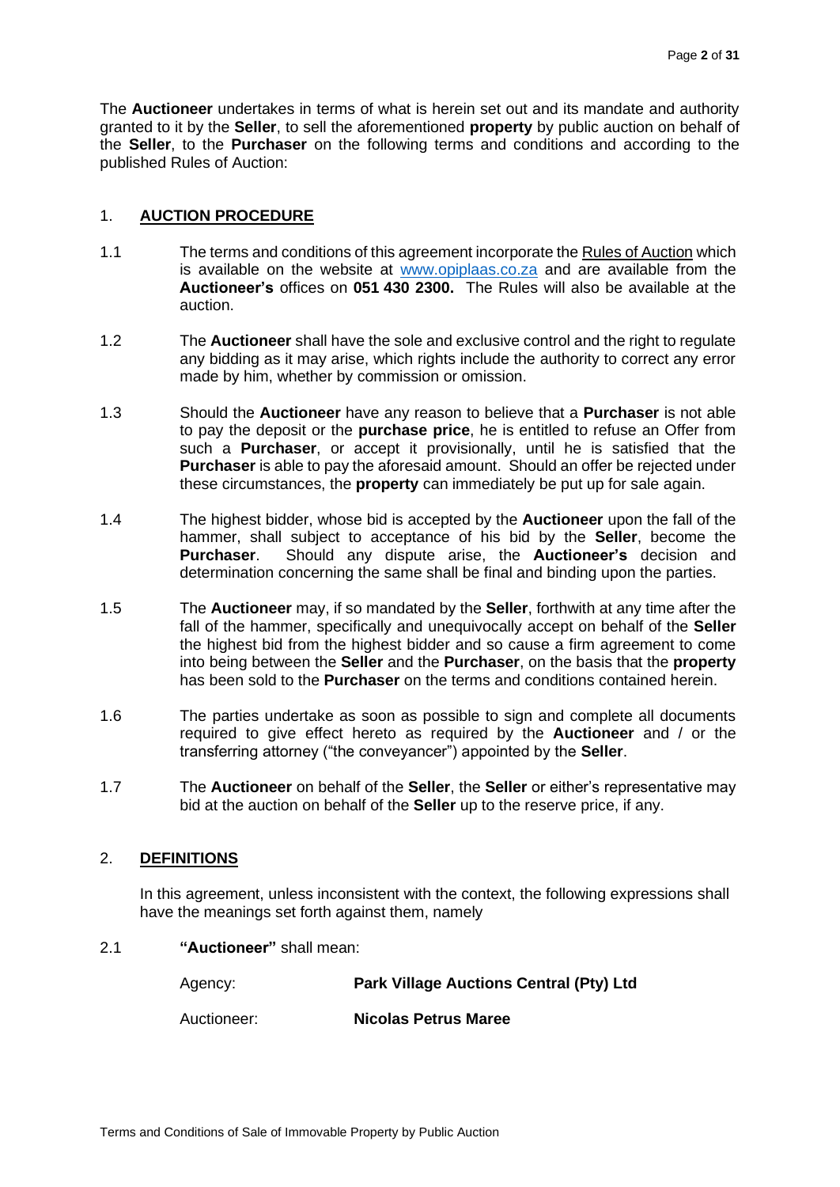The **Auctioneer** undertakes in terms of what is herein set out and its mandate and authority granted to it by the **Seller**, to sell the aforementioned **property** by public auction on behalf of the **Seller**, to the **Purchaser** on the following terms and conditions and according to the published Rules of Auction:

## 1. AUCTION PROCEDURE

1.1 The terms and conditions of this agreement incorporate the Rules of Auction which is available on the website at www.opiplaas.co.za and are available from the **Auctioneer's** offices on **051 430 2300.** The Rules will also be available at the auction.

1.2 The **Auctioneer** shall have the sole and exclusive control and the right to regulate any bidding as it may arise, which rights include the authority to correct any error made by him, whether by commission or omission.

1.3 Should the **Auctioneer** have any reason to believe that a **Purchaser** is not able to pay the deposit or the **purchase price**, he is entitled to refuse an Offer from such a **Purchaser**, or accept it provisionally, until he is satisfied that the **Purchaser** is able to pay the aforesaid amount. Should an offer be rejected under these circumstances, the **property** can immediately be put up for sale again.

1.4 The highest bidder, whose bid is accepted by the **Auctioneer** upon the fall of the hammer, shall subject to acceptance of his bid by the **Seller**, become the **Purchaser**. Should any dispute arise, the **Auctioneer's** decision and determination concerning the same shall be final and binding upon the parties.

1.5 The **Auctioneer** may, if so mandated by the **Seller**, forthwith at any time after the fall of the hammer, specifically and unequivocally accept on behalf of the **Seller** the highest bid from the highest bidder and so cause a firm agreement to come into being between the **Seller** and the **Purchaser**, on the basis that the **property** has been sold to the **Purchaser** on the terms and conditions contained herein.

1.6 The parties undertake as soon as possible to sign and complete all documents required to give effect hereto as required by the **Auctioneer** and / or the transferring attorney ("the conveyancer") appointed by the **Seller**.

1.7 The **Auctioneer** on behalf of the **Seller**, the **Seller** or either's representative may bid at the auction on behalf of the **Seller** up to the reserve price, if any.

## 2. DEFINITIONS

In this agreement, unless inconsistent with the context, the following expressions shall have the meanings set forth against them, namely

2.1 **"Auctioneer"** shall mean:

Agency: **Park Village Auctions Central (Pty) Ltd**

Auctioneer: **Nicolas Petrus Maree**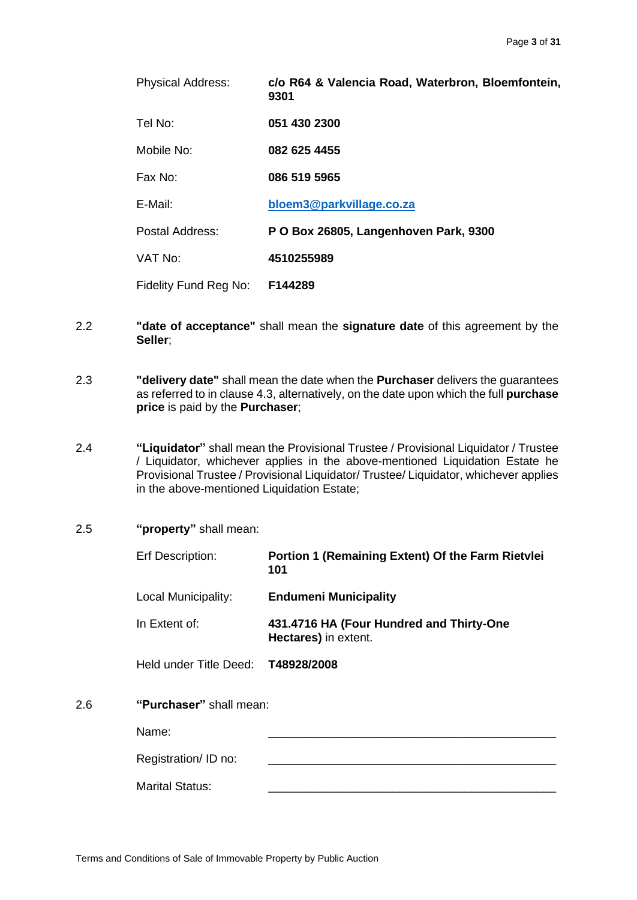| | |
|---|---|
| Physical Address: | **c/o R64 & Valencia Road, Waterbron, Bloemfontein, 9301** |
| Tel No: | **051 430 2300** |
| Mobile No: | **082 625 4455** |
| Fax No: | **086 519 5965** |
| E-Mail: | **bloem3@parkvillage.co.za** |
| Postal Address: | **P O Box 26805, Langenhoven Park, 9300** |
| VAT No: | **4510255989** |
| Fidelity Fund Reg No: | **F144289** |

2.2 **"date of acceptance"** shall mean the **signature date** of this agreement by the **Seller**;

2.3 **"delivery date"** shall mean the date when the **Purchaser** delivers the guarantees as referred to in clause 4.3, alternatively, on the date upon which the full **purchase price** is paid by the **Purchaser**;

2.4 **"Liquidator"** shall mean the Provisional Trustee / Provisional Liquidator / Trustee / Liquidator, whichever applies in the above-mentioned Liquidation Estate he Provisional Trustee / Provisional Liquidator/ Trustee/ Liquidator, whichever applies in the above-mentioned Liquidation Estate;

2.5 **"property"** shall mean:

| | |
|---|---|
| Erf Description: | **Portion 1 (Remaining Extent) Of the Farm Rietvlei 101** |
| Local Municipality: | **Endumeni Municipality** |
| In Extent of: | **431.4716 HA (Four Hundred and Thirty-One Hectares)** in extent. |
| Held under Title Deed: | **T48928/2008** |

2.6 **"Purchaser"** shall mean:

| | |
|---|---|
| Name: | \_\_\_\_\_\_\_\_\_\_\_\_\_\_\_\_\_\_\_\_\_\_\_\_\_\_\_\_\_\_\_\_\_\_\_\_\_\_\_\_\_\_\_\_ |
| Registration/ ID no: | \_\_\_\_\_\_\_\_\_\_\_\_\_\_\_\_\_\_\_\_\_\_\_\_\_\_\_\_\_\_\_\_\_\_\_\_\_\_\_\_\_\_\_\_ |
| Marital Status: | \_\_\_\_\_\_\_\_\_\_\_\_\_\_\_\_\_\_\_\_\_\_\_\_\_\_\_\_\_\_\_\_\_\_\_\_\_\_\_\_\_\_\_\_ |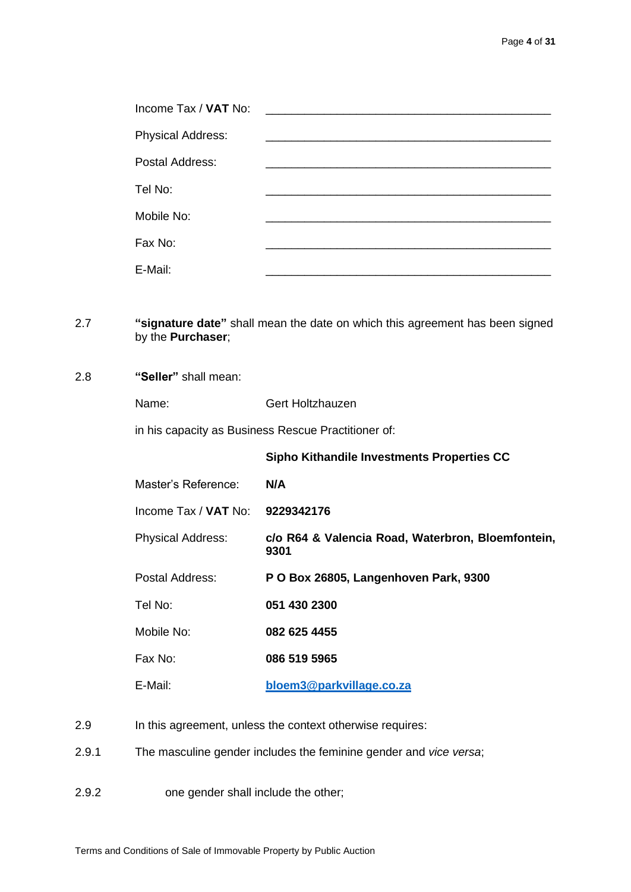| | |
|---|---|
| Income Tax / **VAT** No: | _____________________________________________ |
| Physical Address: | _____________________________________________ |
| Postal Address: | _____________________________________________ |
| Tel No: | _____________________________________________ |
| Mobile No: | _____________________________________________ |
| Fax No: | _____________________________________________ |
| E-Mail: | _____________________________________________ |

2.7 **"signature date"** shall mean the date on which this agreement has been signed by the **Purchaser**;

2.8 **"Seller"** shall mean:

Name: Gert Holtzhauzen

in his capacity as Business Rescue Practitioner of:

| | |
|---|---|
| | **Sipho Kithandile Investments Properties CC** |
| Master's Reference: | **N/A** |
| Income Tax / **VAT** No: | **9229342176** |
| Physical Address: | **c/o R64 & Valencia Road, Waterbron, Bloemfontein, 9301** |
| Postal Address: | **P O Box 26805, Langenhoven Park, 9300** |
| Tel No: | **051 430 2300** |
| Mobile No: | **082 625 4455** |
| Fax No: | **086 519 5965** |
| E-Mail: | **bloem3@parkvillage.co.za** |

2.9 In this agreement, unless the context otherwise requires:

2.9.1 The masculine gender includes the feminine gender and *vice versa*;

2.9.2 one gender shall include the other;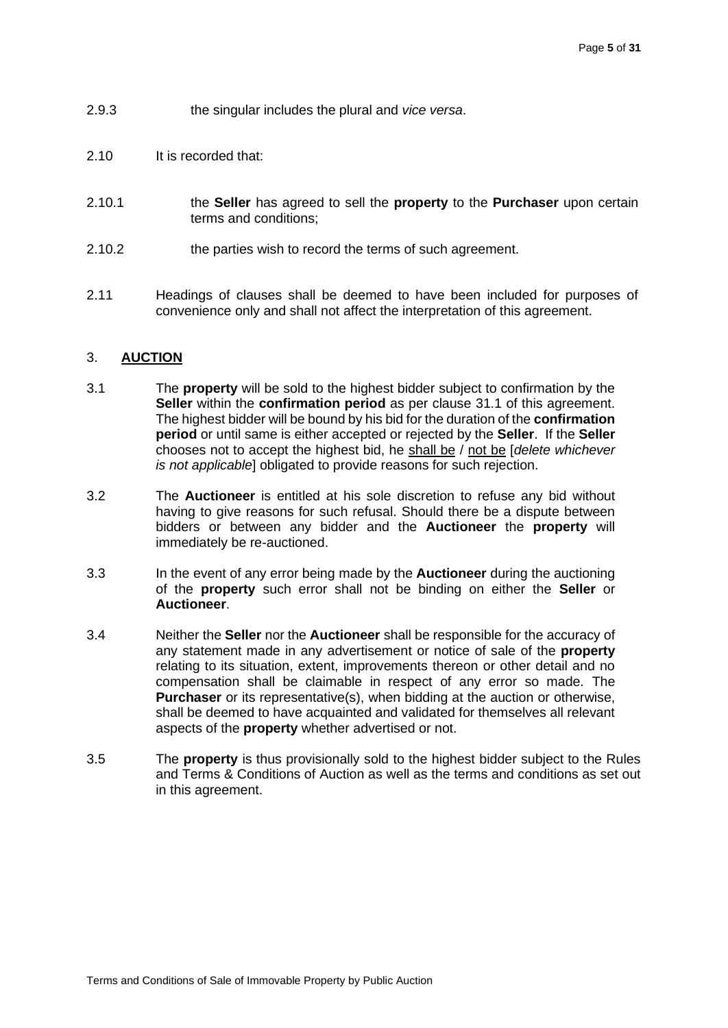2.9.3 the singular includes the plural and *vice versa*.

2.10 It is recorded that:

2.10.1 the **Seller** has agreed to sell the **property** to the **Purchaser** upon certain terms and conditions;

2.10.2 the parties wish to record the terms of such agreement.

2.11 Headings of clauses shall be deemed to have been included for purposes of convenience only and shall not affect the interpretation of this agreement.

## 3. AUCTION

3.1 The **property** will be sold to the highest bidder subject to confirmation by the **Seller** within the **confirmation period** as per clause 31.1 of this agreement. The highest bidder will be bound by his bid for the duration of the **confirmation period** or until same is either accepted or rejected by the **Seller**. If the **Seller** chooses not to accept the highest bid, he shall be / not be [*delete whichever is not applicable*] obligated to provide reasons for such rejection.

3.2 The **Auctioneer** is entitled at his sole discretion to refuse any bid without having to give reasons for such refusal. Should there be a dispute between bidders or between any bidder and the **Auctioneer** the **property** will immediately be re-auctioned.

3.3 In the event of any error being made by the **Auctioneer** during the auctioning of the **property** such error shall not be binding on either the **Seller** or **Auctioneer**.

3.4 Neither the **Seller** nor the **Auctioneer** shall be responsible for the accuracy of any statement made in any advertisement or notice of sale of the **property** relating to its situation, extent, improvements thereon or other detail and no compensation shall be claimable in respect of any error so made. The **Purchaser** or its representative(s), when bidding at the auction or otherwise, shall be deemed to have acquainted and validated for themselves all relevant aspects of the **property** whether advertised or not.

3.5 The **property** is thus provisionally sold to the highest bidder subject to the Rules and Terms & Conditions of Auction as well as the terms and conditions as set out in this agreement.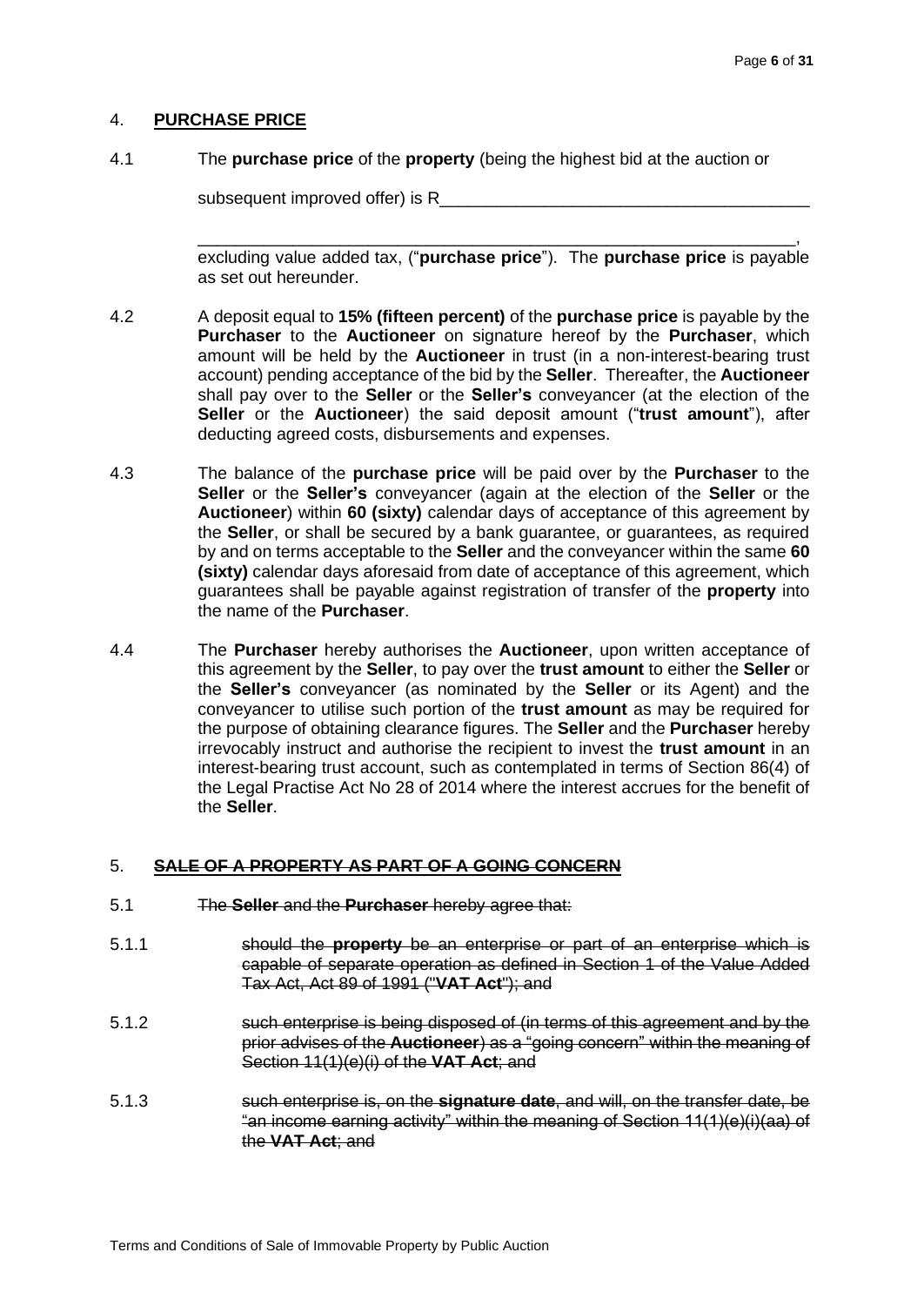## 4. **PURCHASE PRICE**

4.1 The **purchase price** of the **property** (being the highest bid at the auction or subsequent improved offer) is R\_\_\_\_\_\_\_\_\_\_\_\_\_\_\_\_\_\_\_\_\_\_\_\_\_\_\_\_\_\_\_\_\_\_\_\_\_\_\_\_

\_\_\_\_\_\_\_\_\_\_\_\_\_\_\_\_\_\_\_\_\_\_\_\_\_\_\_\_\_\_\_\_\_\_\_\_\_\_\_\_\_\_\_\_\_\_\_\_\_\_\_\_\_\_\_\_\_\_\_\_\_\_\_\_, excluding value added tax, ("**purchase price**"). The **purchase price** is payable as set out hereunder.

4.2 A deposit equal to **15% (fifteen percent)** of the **purchase price** is payable by the **Purchaser** to the **Auctioneer** on signature hereof by the **Purchaser**, which amount will be held by the **Auctioneer** in trust (in a non-interest-bearing trust account) pending acceptance of the bid by the **Seller**. Thereafter, the **Auctioneer** shall pay over to the **Seller** or the **Seller's** conveyancer (at the election of the **Seller** or the **Auctioneer**) the said deposit amount ("**trust amount**"), after deducting agreed costs, disbursements and expenses.

4.3 The balance of the **purchase price** will be paid over by the **Purchaser** to the **Seller** or the **Seller's** conveyancer (again at the election of the **Seller** or the **Auctioneer**) within **60 (sixty)** calendar days of acceptance of this agreement by the **Seller**, or shall be secured by a bank guarantee, or guarantees, as required by and on terms acceptable to the **Seller** and the conveyancer within the same **60 (sixty)** calendar days aforesaid from date of acceptance of this agreement, which guarantees shall be payable against registration of transfer of the **property** into the name of the **Purchaser**.

4.4 The **Purchaser** hereby authorises the **Auctioneer**, upon written acceptance of this agreement by the **Seller**, to pay over the **trust amount** to either the **Seller** or the **Seller's** conveyancer (as nominated by the **Seller** or its Agent) and the conveyancer to utilise such portion of the **trust amount** as may be required for the purpose of obtaining clearance figures. The **Seller** and the **Purchaser** hereby irrevocably instruct and authorise the recipient to invest the **trust amount** in an interest-bearing trust account, such as contemplated in terms of Section 86(4) of the Legal Practise Act No 28 of 2014 where the interest accrues for the benefit of the **Seller**.

## 5. ~~**SALE OF A PROPERTY AS PART OF A GOING CONCERN**~~

5.1 ~~The **Seller** and the **Purchaser** hereby agree that:~~

5.1.1 ~~should the **property** be an enterprise or part of an enterprise which is capable of separate operation as defined in Section 1 of the Value Added Tax Act, Act 89 of 1991 ("**VAT Act**"); and~~

5.1.2 ~~such enterprise is being disposed of (in terms of this agreement and by the prior advises of the **Auctioneer**) as a "going concern" within the meaning of Section 11(1)(e)(i) of the **VAT Act**; and~~

5.1.3 ~~such enterprise is, on the **signature date**, and will, on the transfer date, be "an income earning activity" within the meaning of Section 11(1)(e)(i)(aa) of the **VAT Act**; and~~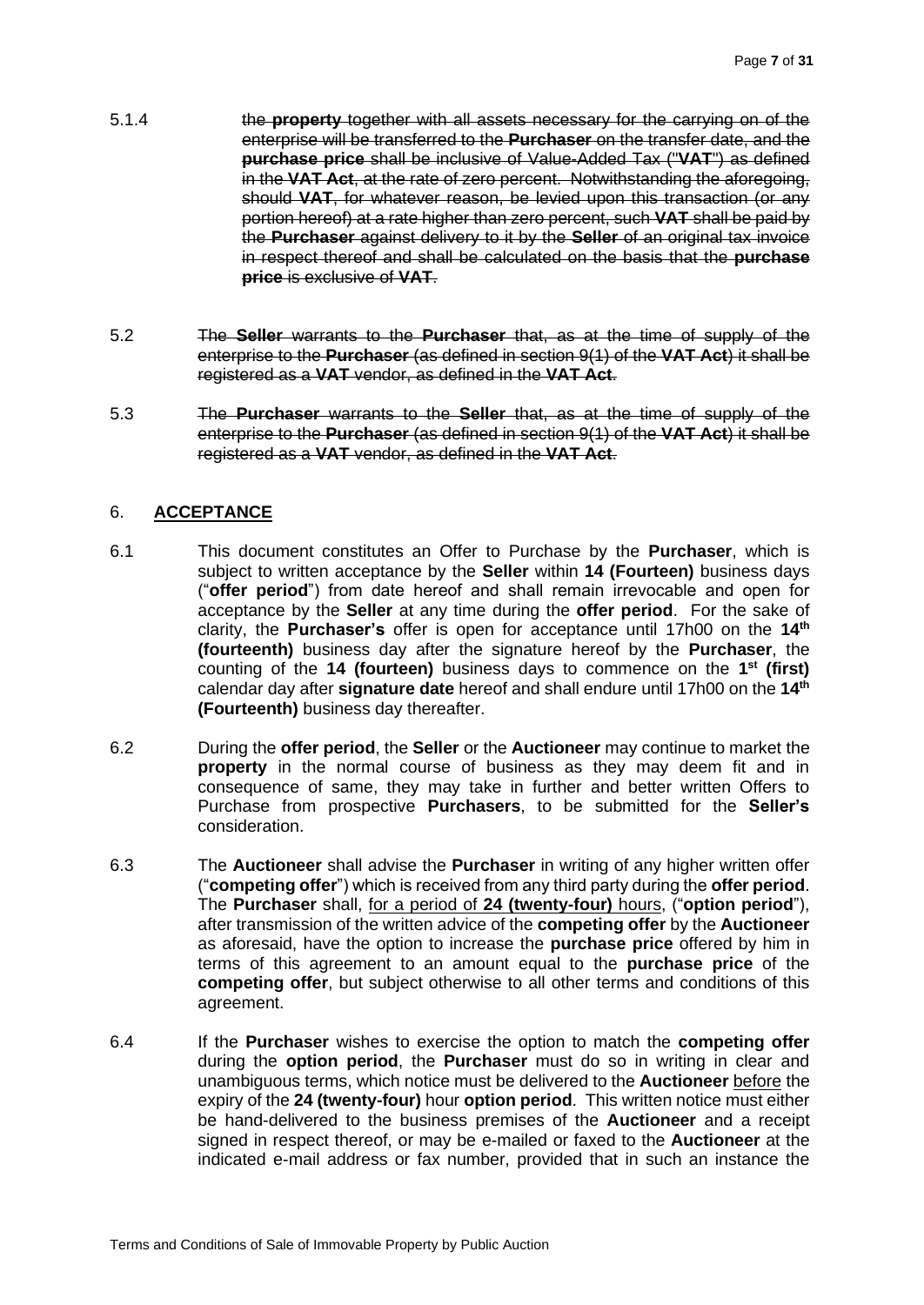5.1.4 ~~the **property** together with all assets necessary for the carrying on of the enterprise will be transferred to the **Purchaser** on the transfer date, and the **purchase price** shall be inclusive of Value-Added Tax ("**VAT**") as defined in the **VAT Act**, at the rate of zero percent. Notwithstanding the aforegoing, should **VAT**, for whatever reason, be levied upon this transaction (or any portion hereof) at a rate higher than zero percent, such **VAT** shall be paid by the **Purchaser** against delivery to it by the **Seller** of an original tax invoice in respect thereof and shall be calculated on the basis that the **purchase price** is exclusive of **VAT**.~~

5.2 ~~The **Seller** warrants to the **Purchaser** that, as at the time of supply of the enterprise to the **Purchaser** (as defined in section 9(1) of the **VAT Act**) it shall be registered as a **VAT** vendor, as defined in the **VAT Act**.~~

5.3 ~~The **Purchaser** warrants to the **Seller** that, as at the time of supply of the enterprise to the **Purchaser** (as defined in section 9(1) of the **VAT Act**) it shall be registered as a **VAT** vendor, as defined in the **VAT Act**.~~

## 6. <u>**ACCEPTANCE**</u>

6.1 This document constitutes an Offer to Purchase by the **Purchaser**, which is subject to written acceptance by the **Seller** within **14 (Fourteen)** business days ("**offer period**") from date hereof and shall remain irrevocable and open for acceptance by the **Seller** at any time during the **offer period**. For the sake of clarity, the **Purchaser's** offer is open for acceptance until 17h00 on the **14th (fourteenth)** business day after the signature hereof by the **Purchaser**, the counting of the **14 (fourteen)** business days to commence on the **1st (first)** calendar day after **signature date** hereof and shall endure until 17h00 on the **14th (Fourteenth)** business day thereafter.

6.2 During the **offer period**, the **Seller** or the **Auctioneer** may continue to market the **property** in the normal course of business as they may deem fit and in consequence of same, they may take in further and better written Offers to Purchase from prospective **Purchasers**, to be submitted for the **Seller's** consideration.

6.3 The **Auctioneer** shall advise the **Purchaser** in writing of any higher written offer ("**competing offer**") which is received from any third party during the **offer period**. The **Purchaser** shall, <u>for a period of **24 (twenty-four)** hours</u>, ("**option period**"), after transmission of the written advice of the **competing offer** by the **Auctioneer** as aforesaid, have the option to increase the **purchase price** offered by him in terms of this agreement to an amount equal to the **purchase price** of the **competing offer**, but subject otherwise to all other terms and conditions of this agreement.

6.4 If the **Purchaser** wishes to exercise the option to match the **competing offer** during the **option period**, the **Purchaser** must do so in writing in clear and unambiguous terms, which notice must be delivered to the **Auctioneer** <u>before</u> the expiry of the **24 (twenty-four)** hour **option period**. This written notice must either be hand-delivered to the business premises of the **Auctioneer** and a receipt signed in respect thereof, or may be e-mailed or faxed to the **Auctioneer** at the indicated e-mail address or fax number, provided that in such an instance the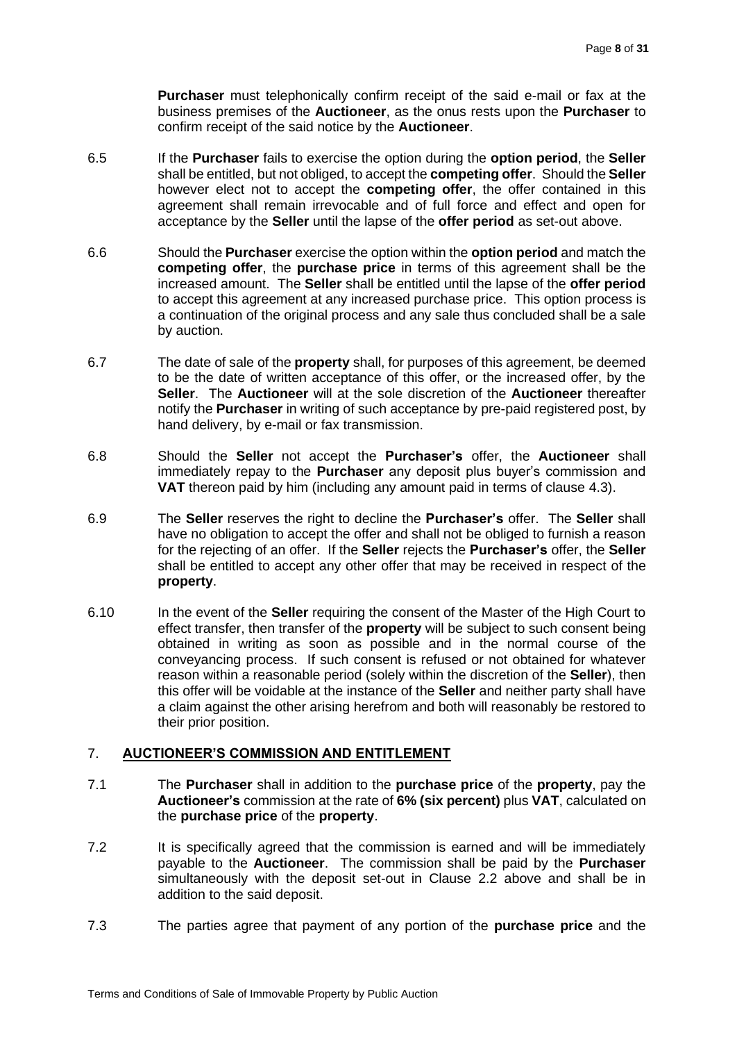**Purchaser** must telephonically confirm receipt of the said e-mail or fax at the business premises of the **Auctioneer**, as the onus rests upon the **Purchaser** to confirm receipt of the said notice by the **Auctioneer**.

6.5 If the **Purchaser** fails to exercise the option during the **option period**, the **Seller** shall be entitled, but not obliged, to accept the **competing offer**. Should the **Seller** however elect not to accept the **competing offer**, the offer contained in this agreement shall remain irrevocable and of full force and effect and open for acceptance by the **Seller** until the lapse of the **offer period** as set-out above.

6.6 Should the **Purchaser** exercise the option within the **option period** and match the **competing offer**, the **purchase price** in terms of this agreement shall be the increased amount. The **Seller** shall be entitled until the lapse of the **offer period** to accept this agreement at any increased purchase price. This option process is a continuation of the original process and any sale thus concluded shall be a sale by auction.

6.7 The date of sale of the **property** shall, for purposes of this agreement, be deemed to be the date of written acceptance of this offer, or the increased offer, by the **Seller**. The **Auctioneer** will at the sole discretion of the **Auctioneer** thereafter notify the **Purchaser** in writing of such acceptance by pre-paid registered post, by hand delivery, by e-mail or fax transmission.

6.8 Should the **Seller** not accept the **Purchaser's** offer, the **Auctioneer** shall immediately repay to the **Purchaser** any deposit plus buyer's commission and **VAT** thereon paid by him (including any amount paid in terms of clause 4.3).

6.9 The **Seller** reserves the right to decline the **Purchaser's** offer. The **Seller** shall have no obligation to accept the offer and shall not be obliged to furnish a reason for the rejecting of an offer. If the **Seller** rejects the **Purchaser's** offer, the **Seller** shall be entitled to accept any other offer that may be received in respect of the **property**.

6.10 In the event of the **Seller** requiring the consent of the Master of the High Court to effect transfer, then transfer of the **property** will be subject to such consent being obtained in writing as soon as possible and in the normal course of the conveyancing process. If such consent is refused or not obtained for whatever reason within a reasonable period (solely within the discretion of the **Seller**), then this offer will be voidable at the instance of the **Seller** and neither party shall have a claim against the other arising herefrom and both will reasonably be restored to their prior position.

## 7. AUCTIONEER'S COMMISSION AND ENTITLEMENT

7.1 The **Purchaser** shall in addition to the **purchase price** of the **property**, pay the **Auctioneer's** commission at the rate of **6% (six percent)** plus **VAT**, calculated on the **purchase price** of the **property**.

7.2 It is specifically agreed that the commission is earned and will be immediately payable to the **Auctioneer**. The commission shall be paid by the **Purchaser** simultaneously with the deposit set-out in Clause 2.2 above and shall be in addition to the said deposit.

7.3 The parties agree that payment of any portion of the **purchase price** and the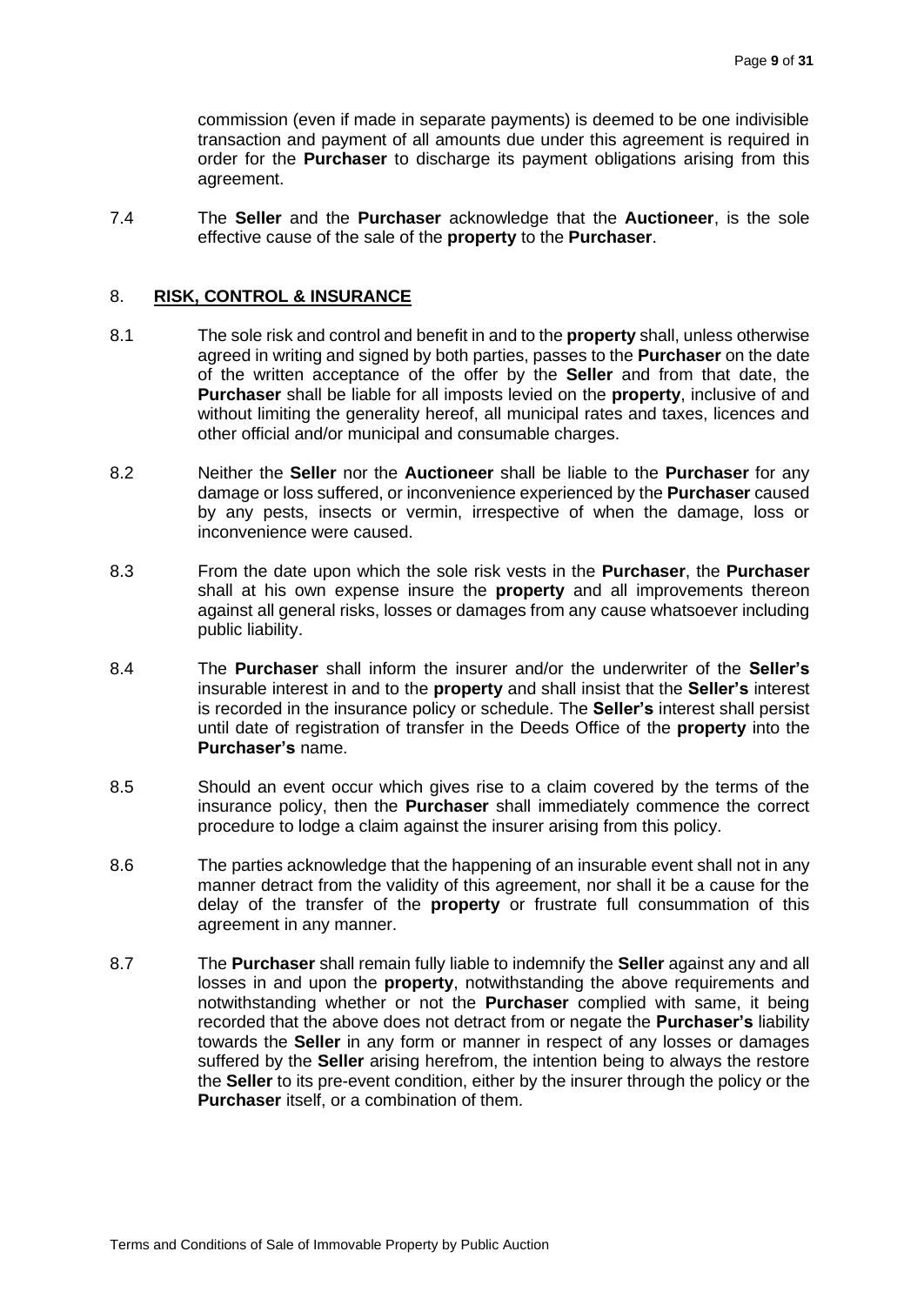commission (even if made in separate payments) is deemed to be one indivisible transaction and payment of all amounts due under this agreement is required in order for the **Purchaser** to discharge its payment obligations arising from this agreement.

7.4 The **Seller** and the **Purchaser** acknowledge that the **Auctioneer**, is the sole effective cause of the sale of the **property** to the **Purchaser**.

## 8. RISK, CONTROL & INSURANCE

8.1 The sole risk and control and benefit in and to the **property** shall, unless otherwise agreed in writing and signed by both parties, passes to the **Purchaser** on the date of the written acceptance of the offer by the **Seller** and from that date, the **Purchaser** shall be liable for all imposts levied on the **property**, inclusive of and without limiting the generality hereof, all municipal rates and taxes, licences and other official and/or municipal and consumable charges.

8.2 Neither the **Seller** nor the **Auctioneer** shall be liable to the **Purchaser** for any damage or loss suffered, or inconvenience experienced by the **Purchaser** caused by any pests, insects or vermin, irrespective of when the damage, loss or inconvenience were caused.

8.3 From the date upon which the sole risk vests in the **Purchaser**, the **Purchaser** shall at his own expense insure the **property** and all improvements thereon against all general risks, losses or damages from any cause whatsoever including public liability.

8.4 The **Purchaser** shall inform the insurer and/or the underwriter of the **Seller's** insurable interest in and to the **property** and shall insist that the **Seller's** interest is recorded in the insurance policy or schedule. The **Seller's** interest shall persist until date of registration of transfer in the Deeds Office of the **property** into the **Purchaser's** name.

8.5 Should an event occur which gives rise to a claim covered by the terms of the insurance policy, then the **Purchaser** shall immediately commence the correct procedure to lodge a claim against the insurer arising from this policy.

8.6 The parties acknowledge that the happening of an insurable event shall not in any manner detract from the validity of this agreement, nor shall it be a cause for the delay of the transfer of the **property** or frustrate full consummation of this agreement in any manner.

8.7 The **Purchaser** shall remain fully liable to indemnify the **Seller** against any and all losses in and upon the **property**, notwithstanding the above requirements and notwithstanding whether or not the **Purchaser** complied with same, it being recorded that the above does not detract from or negate the **Purchaser's** liability towards the **Seller** in any form or manner in respect of any losses or damages suffered by the **Seller** arising herefrom, the intention being to always the restore the **Seller** to its pre-event condition, either by the insurer through the policy or the **Purchaser** itself, or a combination of them.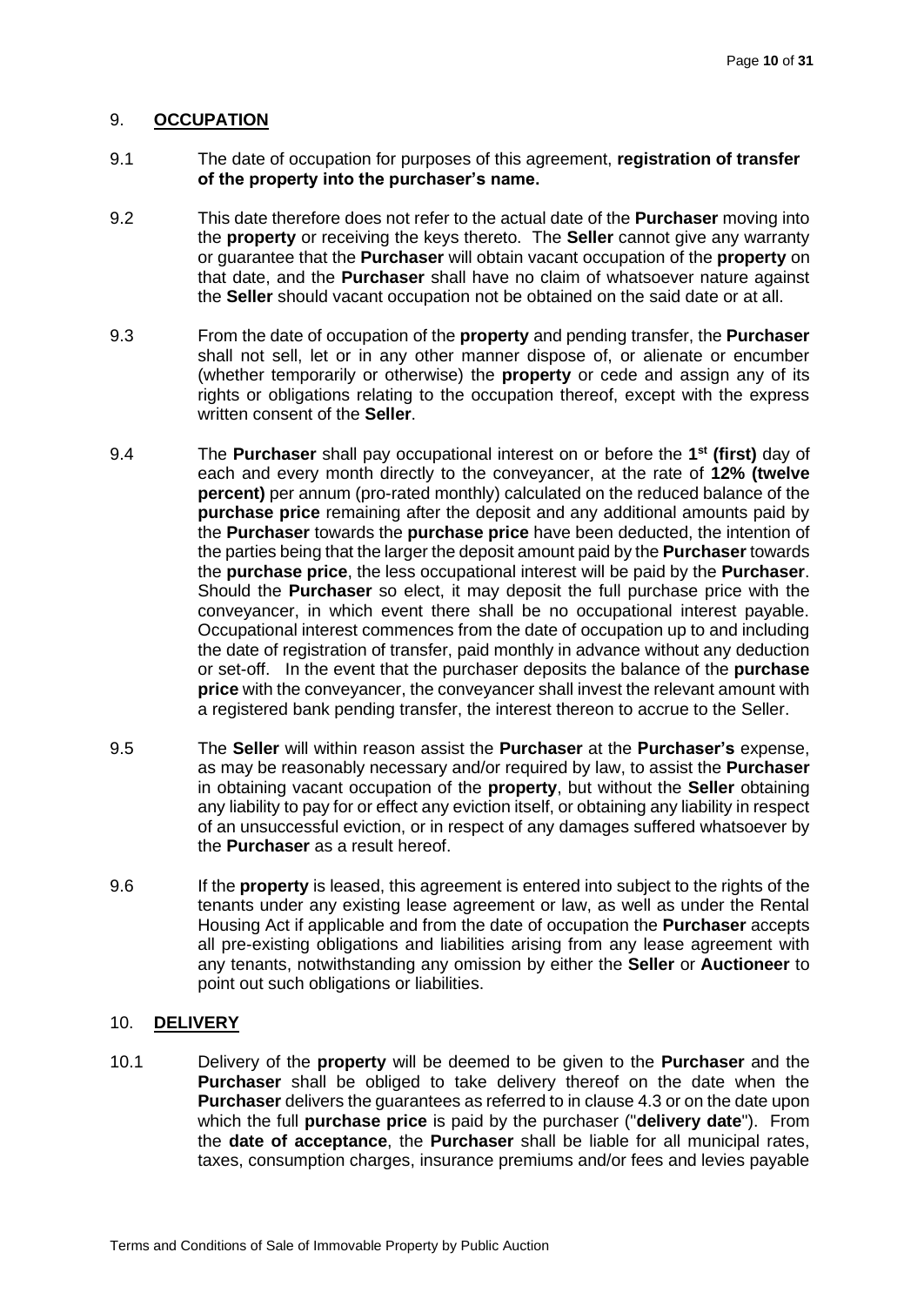## 9. **OCCUPATION**

9.1 The date of occupation for purposes of this agreement, **registration of transfer of the property into the purchaser's name.**

9.2 This date therefore does not refer to the actual date of the **Purchaser** moving into the **property** or receiving the keys thereto. The **Seller** cannot give any warranty or guarantee that the **Purchaser** will obtain vacant occupation of the **property** on that date, and the **Purchaser** shall have no claim of whatsoever nature against the **Seller** should vacant occupation not be obtained on the said date or at all.

9.3 From the date of occupation of the **property** and pending transfer, the **Purchaser** shall not sell, let or in any other manner dispose of, or alienate or encumber (whether temporarily or otherwise) the **property** or cede and assign any of its rights or obligations relating to the occupation thereof, except with the express written consent of the **Seller**.

9.4 The **Purchaser** shall pay occupational interest on or before the **1st (first)** day of each and every month directly to the conveyancer, at the rate of **12% (twelve percent)** per annum (pro-rated monthly) calculated on the reduced balance of the **purchase price** remaining after the deposit and any additional amounts paid by the **Purchaser** towards the **purchase price** have been deducted, the intention of the parties being that the larger the deposit amount paid by the **Purchaser** towards the **purchase price**, the less occupational interest will be paid by the **Purchaser**. Should the **Purchaser** so elect, it may deposit the full purchase price with the conveyancer, in which event there shall be no occupational interest payable. Occupational interest commences from the date of occupation up to and including the date of registration of transfer, paid monthly in advance without any deduction or set-off. In the event that the purchaser deposits the balance of the **purchase price** with the conveyancer, the conveyancer shall invest the relevant amount with a registered bank pending transfer, the interest thereon to accrue to the Seller.

9.5 The **Seller** will within reason assist the **Purchaser** at the **Purchaser's** expense, as may be reasonably necessary and/or required by law, to assist the **Purchaser** in obtaining vacant occupation of the **property**, but without the **Seller** obtaining any liability to pay for or effect any eviction itself, or obtaining any liability in respect of an unsuccessful eviction, or in respect of any damages suffered whatsoever by the **Purchaser** as a result hereof.

9.6 If the **property** is leased, this agreement is entered into subject to the rights of the tenants under any existing lease agreement or law, as well as under the Rental Housing Act if applicable and from the date of occupation the **Purchaser** accepts all pre-existing obligations and liabilities arising from any lease agreement with any tenants, notwithstanding any omission by either the **Seller** or **Auctioneer** to point out such obligations or liabilities.

## 10. **DELIVERY**

10.1 Delivery of the **property** will be deemed to be given to the **Purchaser** and the **Purchaser** shall be obliged to take delivery thereof on the date when the **Purchaser** delivers the guarantees as referred to in clause 4.3 or on the date upon which the full **purchase price** is paid by the purchaser ("**delivery date**"). From the **date of acceptance**, the **Purchaser** shall be liable for all municipal rates, taxes, consumption charges, insurance premiums and/or fees and levies payable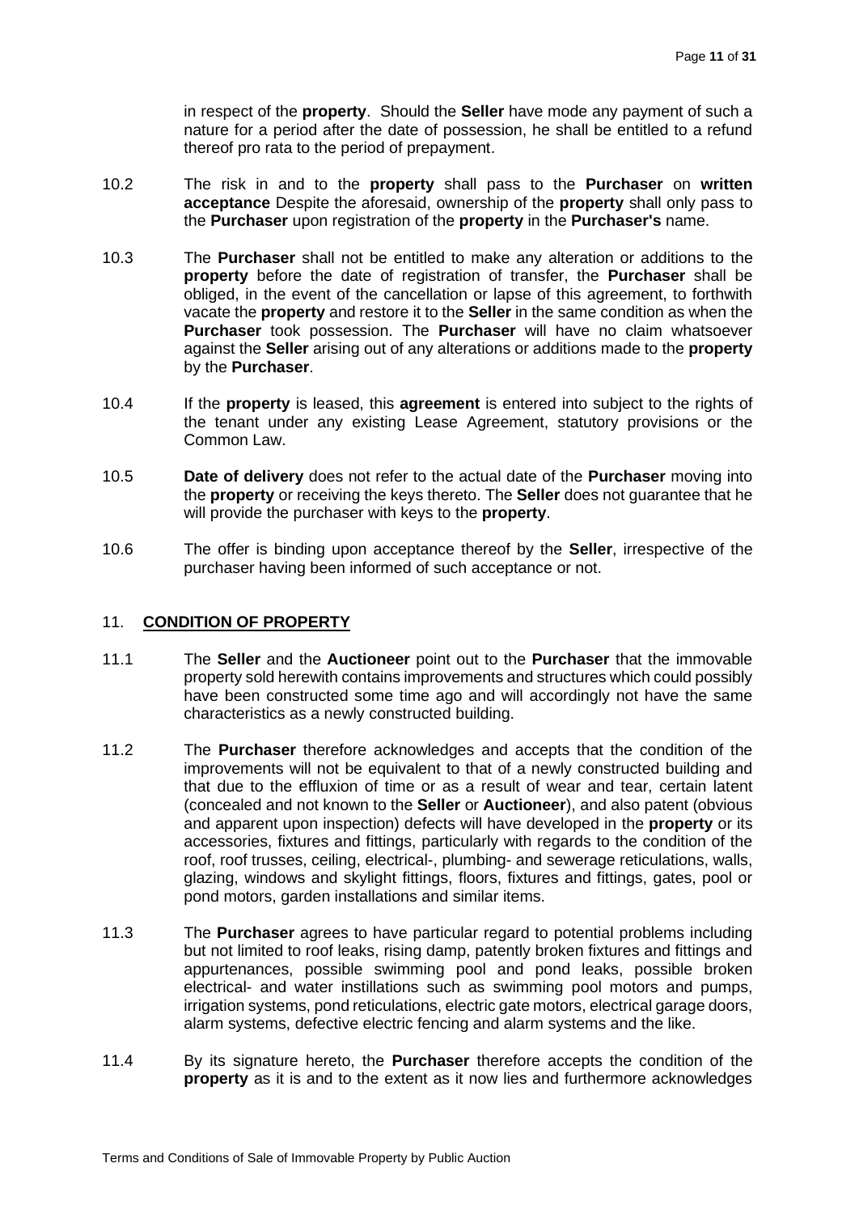in respect of the **property**. Should the **Seller** have mode any payment of such a nature for a period after the date of possession, he shall be entitled to a refund thereof pro rata to the period of prepayment.

10.2 The risk in and to the **property** shall pass to the **Purchaser** on **written acceptance** Despite the aforesaid, ownership of the **property** shall only pass to the **Purchaser** upon registration of the **property** in the **Purchaser's** name.

10.3 The **Purchaser** shall not be entitled to make any alteration or additions to the **property** before the date of registration of transfer, the **Purchaser** shall be obliged, in the event of the cancellation or lapse of this agreement, to forthwith vacate the **property** and restore it to the **Seller** in the same condition as when the **Purchaser** took possession. The **Purchaser** will have no claim whatsoever against the **Seller** arising out of any alterations or additions made to the **property** by the **Purchaser**.

10.4 If the **property** is leased, this **agreement** is entered into subject to the rights of the tenant under any existing Lease Agreement, statutory provisions or the Common Law.

10.5 **Date of delivery** does not refer to the actual date of the **Purchaser** moving into the **property** or receiving the keys thereto. The **Seller** does not guarantee that he will provide the purchaser with keys to the **property**.

10.6 The offer is binding upon acceptance thereof by the **Seller**, irrespective of the purchaser having been informed of such acceptance or not.

## 11. **CONDITION OF PROPERTY**

11.1 The **Seller** and the **Auctioneer** point out to the **Purchaser** that the immovable property sold herewith contains improvements and structures which could possibly have been constructed some time ago and will accordingly not have the same characteristics as a newly constructed building.

11.2 The **Purchaser** therefore acknowledges and accepts that the condition of the improvements will not be equivalent to that of a newly constructed building and that due to the effluxion of time or as a result of wear and tear, certain latent (concealed and not known to the **Seller** or **Auctioneer**), and also patent (obvious and apparent upon inspection) defects will have developed in the **property** or its accessories, fixtures and fittings, particularly with regards to the condition of the roof, roof trusses, ceiling, electrical-, plumbing- and sewerage reticulations, walls, glazing, windows and skylight fittings, floors, fixtures and fittings, gates, pool or pond motors, garden installations and similar items.

11.3 The **Purchaser** agrees to have particular regard to potential problems including but not limited to roof leaks, rising damp, patently broken fixtures and fittings and appurtenances, possible swimming pool and pond leaks, possible broken electrical- and water instillations such as swimming pool motors and pumps, irrigation systems, pond reticulations, electric gate motors, electrical garage doors, alarm systems, defective electric fencing and alarm systems and the like.

11.4 By its signature hereto, the **Purchaser** therefore accepts the condition of the **property** as it is and to the extent as it now lies and furthermore acknowledges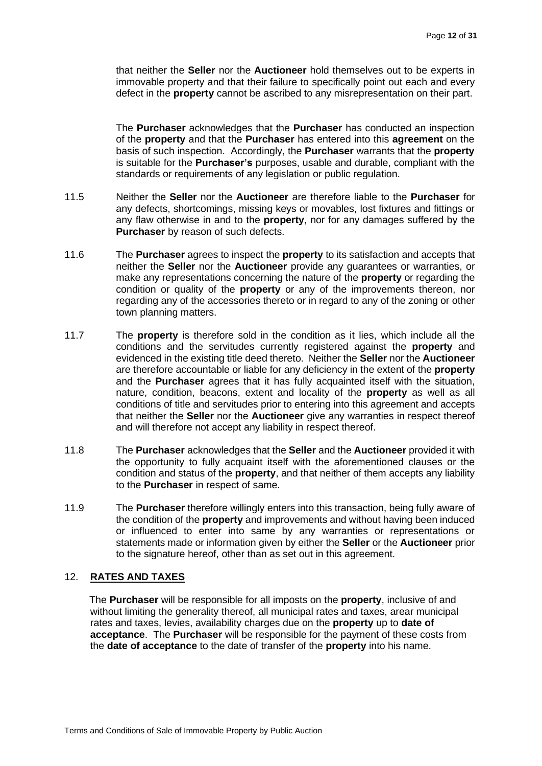that neither the **Seller** nor the **Auctioneer** hold themselves out to be experts in immovable property and that their failure to specifically point out each and every defect in the **property** cannot be ascribed to any misrepresentation on their part.

The **Purchaser** acknowledges that the **Purchaser** has conducted an inspection of the **property** and that the **Purchaser** has entered into this **agreement** on the basis of such inspection. Accordingly, the **Purchaser** warrants that the **property** is suitable for the **Purchaser's** purposes, usable and durable, compliant with the standards or requirements of any legislation or public regulation.

11.5 Neither the **Seller** nor the **Auctioneer** are therefore liable to the **Purchaser** for any defects, shortcomings, missing keys or movables, lost fixtures and fittings or any flaw otherwise in and to the **property**, nor for any damages suffered by the **Purchaser** by reason of such defects.

11.6 The **Purchaser** agrees to inspect the **property** to its satisfaction and accepts that neither the **Seller** nor the **Auctioneer** provide any guarantees or warranties, or make any representations concerning the nature of the **property** or regarding the condition or quality of the **property** or any of the improvements thereon, nor regarding any of the accessories thereto or in regard to any of the zoning or other town planning matters.

11.7 The **property** is therefore sold in the condition as it lies, which include all the conditions and the servitudes currently registered against the **property** and evidenced in the existing title deed thereto. Neither the **Seller** nor the **Auctioneer** are therefore accountable or liable for any deficiency in the extent of the **property** and the **Purchaser** agrees that it has fully acquainted itself with the situation, nature, condition, beacons, extent and locality of the **property** as well as all conditions of title and servitudes prior to entering into this agreement and accepts that neither the **Seller** nor the **Auctioneer** give any warranties in respect thereof and will therefore not accept any liability in respect thereof.

11.8 The **Purchaser** acknowledges that the **Seller** and the **Auctioneer** provided it with the opportunity to fully acquaint itself with the aforementioned clauses or the condition and status of the **property**, and that neither of them accepts any liability to the **Purchaser** in respect of same.

11.9 The **Purchaser** therefore willingly enters into this transaction, being fully aware of the condition of the **property** and improvements and without having been induced or influenced to enter into same by any warranties or representations or statements made or information given by either the **Seller** or the **Auctioneer** prior to the signature hereof, other than as set out in this agreement.

## 12. RATES AND TAXES

The **Purchaser** will be responsible for all imposts on the **property**, inclusive of and without limiting the generality thereof, all municipal rates and taxes, arear municipal rates and taxes, levies, availability charges due on the **property** up to **date of acceptance**. The **Purchaser** will be responsible for the payment of these costs from the **date of acceptance** to the date of transfer of the **property** into his name.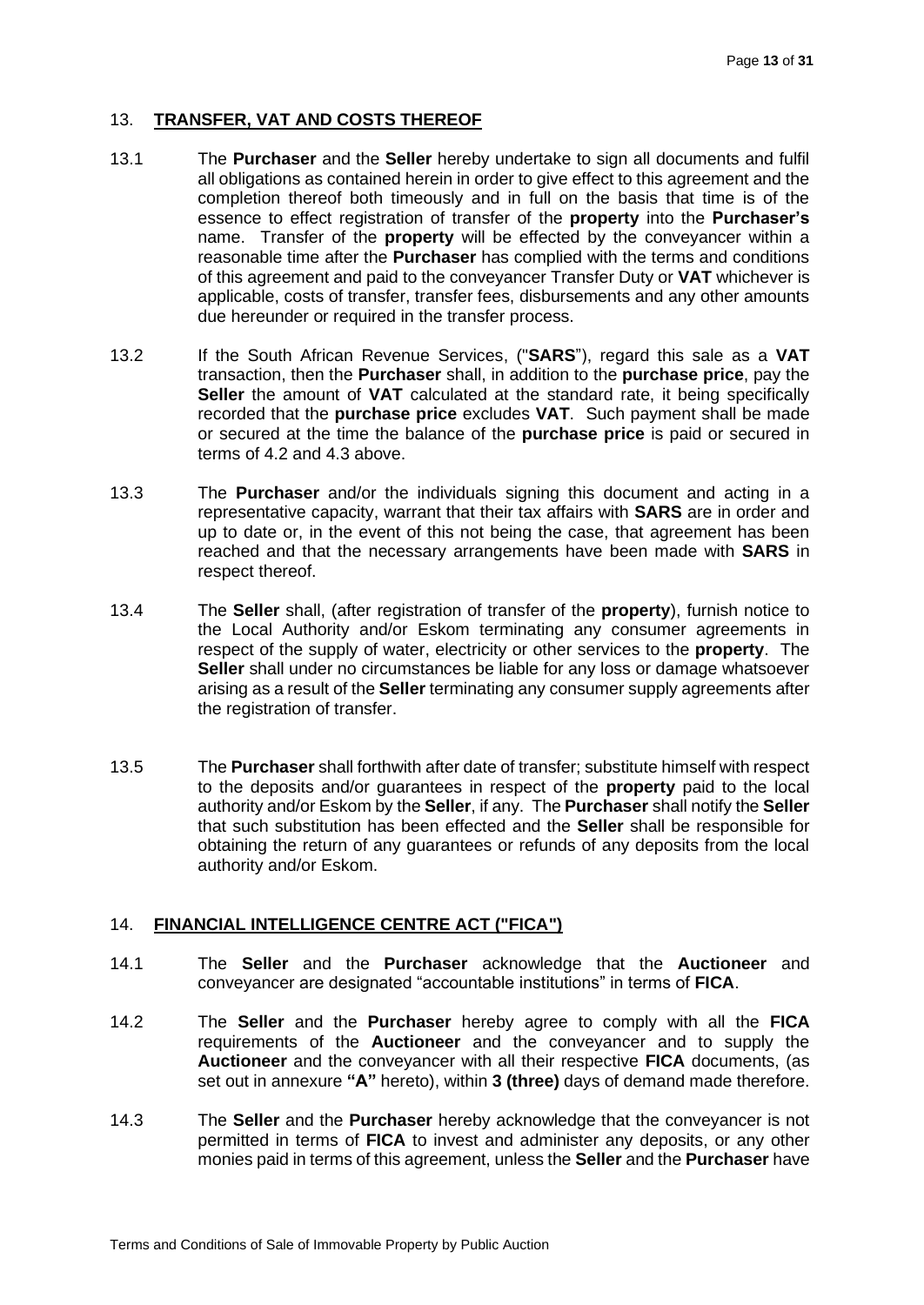## 13. **TRANSFER, VAT AND COSTS THEREOF**

13.1 The **Purchaser** and the **Seller** hereby undertake to sign all documents and fulfil all obligations as contained herein in order to give effect to this agreement and the completion thereof both timeously and in full on the basis that time is of the essence to effect registration of transfer of the **property** into the **Purchaser's** name. Transfer of the **property** will be effected by the conveyancer within a reasonable time after the **Purchaser** has complied with the terms and conditions of this agreement and paid to the conveyancer Transfer Duty or **VAT** whichever is applicable, costs of transfer, transfer fees, disbursements and any other amounts due hereunder or required in the transfer process.

13.2 If the South African Revenue Services, ("**SARS**"), regard this sale as a **VAT** transaction, then the **Purchaser** shall, in addition to the **purchase price**, pay the **Seller** the amount of **VAT** calculated at the standard rate, it being specifically recorded that the **purchase price** excludes **VAT**. Such payment shall be made or secured at the time the balance of the **purchase price** is paid or secured in terms of 4.2 and 4.3 above.

13.3 The **Purchaser** and/or the individuals signing this document and acting in a representative capacity, warrant that their tax affairs with **SARS** are in order and up to date or, in the event of this not being the case, that agreement has been reached and that the necessary arrangements have been made with **SARS** in respect thereof.

13.4 The **Seller** shall, (after registration of transfer of the **property**), furnish notice to the Local Authority and/or Eskom terminating any consumer agreements in respect of the supply of water, electricity or other services to the **property**. The **Seller** shall under no circumstances be liable for any loss or damage whatsoever arising as a result of the **Seller** terminating any consumer supply agreements after the registration of transfer.

13.5 The **Purchaser** shall forthwith after date of transfer; substitute himself with respect to the deposits and/or guarantees in respect of the **property** paid to the local authority and/or Eskom by the **Seller**, if any. The **Purchaser** shall notify the **Seller** that such substitution has been effected and the **Seller** shall be responsible for obtaining the return of any guarantees or refunds of any deposits from the local authority and/or Eskom.

## 14. **FINANCIAL INTELLIGENCE CENTRE ACT ("FICA")**

14.1 The **Seller** and the **Purchaser** acknowledge that the **Auctioneer** and conveyancer are designated "accountable institutions" in terms of **FICA**.

14.2 The **Seller** and the **Purchaser** hereby agree to comply with all the **FICA** requirements of the **Auctioneer** and the conveyancer and to supply the **Auctioneer** and the conveyancer with all their respective **FICA** documents, (as set out in annexure **"A"** hereto), within **3 (three)** days of demand made therefore.

14.3 The **Seller** and the **Purchaser** hereby acknowledge that the conveyancer is not permitted in terms of **FICA** to invest and administer any deposits, or any other monies paid in terms of this agreement, unless the **Seller** and the **Purchaser** have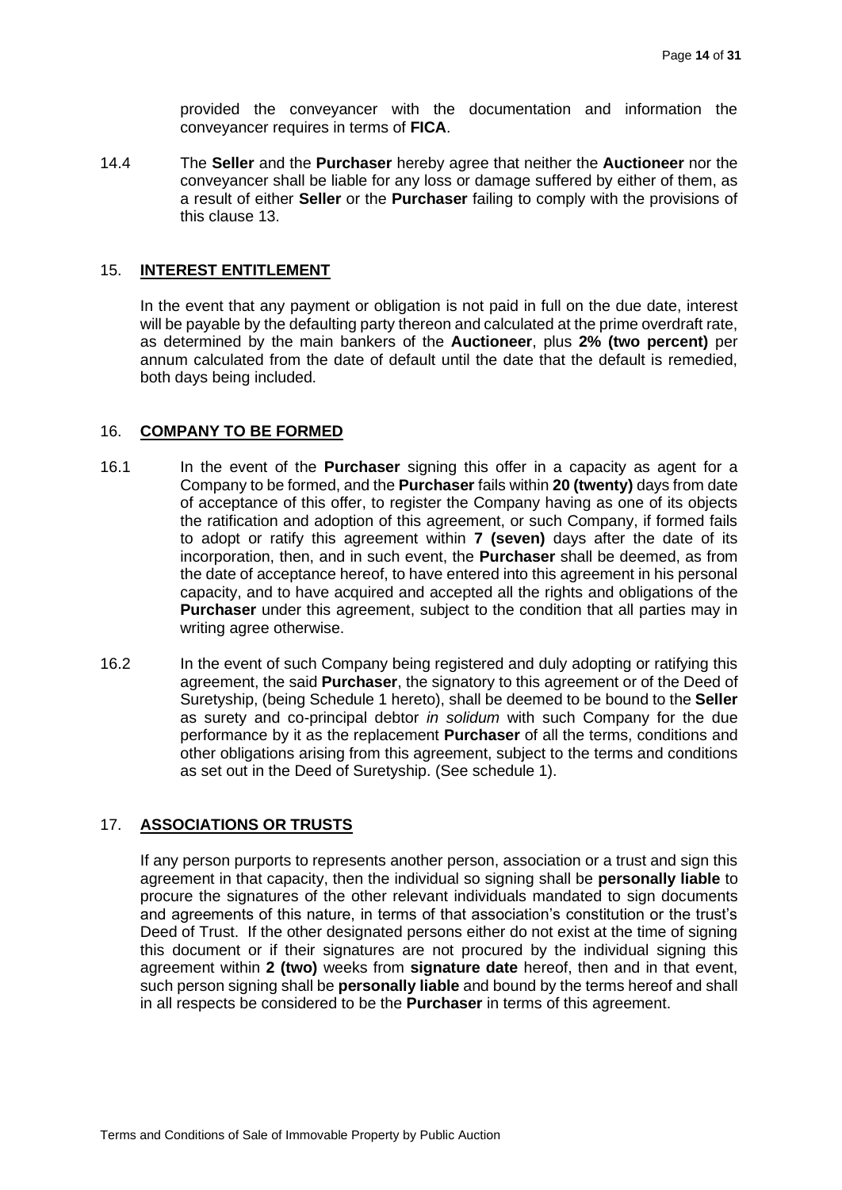provided the conveyancer with the documentation and information the conveyancer requires in terms of **FICA**.

14.4 The **Seller** and the **Purchaser** hereby agree that neither the **Auctioneer** nor the conveyancer shall be liable for any loss or damage suffered by either of them, as a result of either **Seller** or the **Purchaser** failing to comply with the provisions of this clause 13.

## 15. INTEREST ENTITLEMENT

In the event that any payment or obligation is not paid in full on the due date, interest will be payable by the defaulting party thereon and calculated at the prime overdraft rate, as determined by the main bankers of the **Auctioneer**, plus **2% (two percent)** per annum calculated from the date of default until the date that the default is remedied, both days being included.

## 16. COMPANY TO BE FORMED

16.1 In the event of the **Purchaser** signing this offer in a capacity as agent for a Company to be formed, and the **Purchaser** fails within **20 (twenty)** days from date of acceptance of this offer, to register the Company having as one of its objects the ratification and adoption of this agreement, or such Company, if formed fails to adopt or ratify this agreement within **7 (seven)** days after the date of its incorporation, then, and in such event, the **Purchaser** shall be deemed, as from the date of acceptance hereof, to have entered into this agreement in his personal capacity, and to have acquired and accepted all the rights and obligations of the **Purchaser** under this agreement, subject to the condition that all parties may in writing agree otherwise.

16.2 In the event of such Company being registered and duly adopting or ratifying this agreement, the said **Purchaser**, the signatory to this agreement or of the Deed of Suretyship, (being Schedule 1 hereto), shall be deemed to be bound to the **Seller** as surety and co-principal debtor *in solidum* with such Company for the due performance by it as the replacement **Purchaser** of all the terms, conditions and other obligations arising from this agreement, subject to the terms and conditions as set out in the Deed of Suretyship. (See schedule 1).

## 17. ASSOCIATIONS OR TRUSTS

If any person purports to represents another person, association or a trust and sign this agreement in that capacity, then the individual so signing shall be **personally liable** to procure the signatures of the other relevant individuals mandated to sign documents and agreements of this nature, in terms of that association's constitution or the trust's Deed of Trust. If the other designated persons either do not exist at the time of signing this document or if their signatures are not procured by the individual signing this agreement within **2 (two)** weeks from **signature date** hereof, then and in that event, such person signing shall be **personally liable** and bound by the terms hereof and shall in all respects be considered to be the **Purchaser** in terms of this agreement.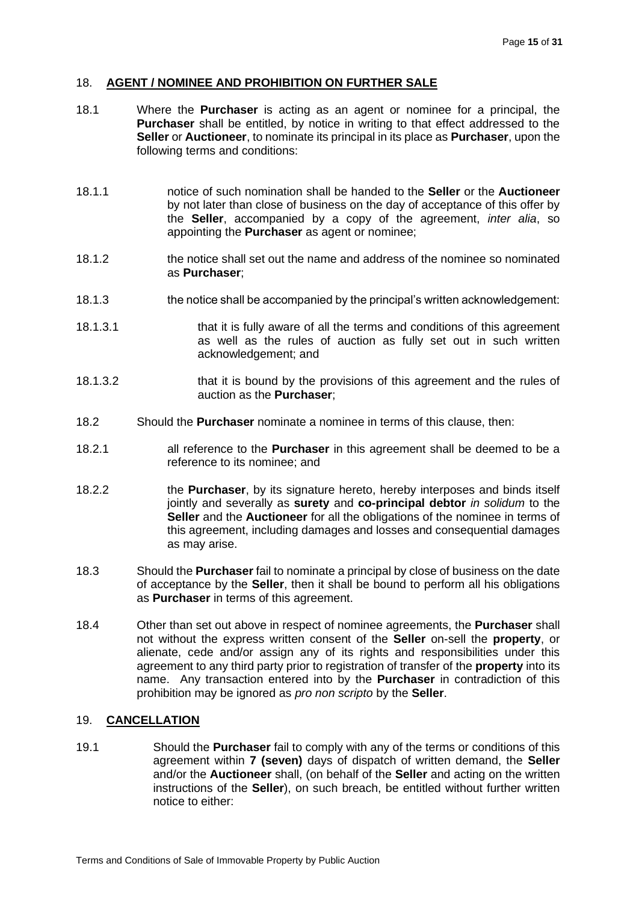## 18. AGENT / NOMINEE AND PROHIBITION ON FURTHER SALE

18.1 Where the **Purchaser** is acting as an agent or nominee for a principal, the **Purchaser** shall be entitled, by notice in writing to that effect addressed to the **Seller** or **Auctioneer**, to nominate its principal in its place as **Purchaser**, upon the following terms and conditions:

18.1.1 notice of such nomination shall be handed to the **Seller** or the **Auctioneer** by not later than close of business on the day of acceptance of this offer by the **Seller**, accompanied by a copy of the agreement, *inter alia*, so appointing the **Purchaser** as agent or nominee;

18.1.2 the notice shall set out the name and address of the nominee so nominated as **Purchaser**;

18.1.3 the notice shall be accompanied by the principal's written acknowledgement:

18.1.3.1 that it is fully aware of all the terms and conditions of this agreement as well as the rules of auction as fully set out in such written acknowledgement; and

18.1.3.2 that it is bound by the provisions of this agreement and the rules of auction as the **Purchaser**;

18.2 Should the **Purchaser** nominate a nominee in terms of this clause, then:

18.2.1 all reference to the **Purchaser** in this agreement shall be deemed to be a reference to its nominee; and

18.2.2 the **Purchaser**, by its signature hereto, hereby interposes and binds itself jointly and severally as **surety** and **co-principal debtor** *in solidum* to the **Seller** and the **Auctioneer** for all the obligations of the nominee in terms of this agreement, including damages and losses and consequential damages as may arise.

18.3 Should the **Purchaser** fail to nominate a principal by close of business on the date of acceptance by the **Seller**, then it shall be bound to perform all his obligations as **Purchaser** in terms of this agreement.

18.4 Other than set out above in respect of nominee agreements, the **Purchaser** shall not without the express written consent of the **Seller** on-sell the **property**, or alienate, cede and/or assign any of its rights and responsibilities under this agreement to any third party prior to registration of transfer of the **property** into its name. Any transaction entered into by the **Purchaser** in contradiction of this prohibition may be ignored as *pro non scripto* by the **Seller**.

## 19. CANCELLATION

19.1 Should the **Purchaser** fail to comply with any of the terms or conditions of this agreement within **7 (seven)** days of dispatch of written demand, the **Seller** and/or the **Auctioneer** shall, (on behalf of the **Seller** and acting on the written instructions of the **Seller**), on such breach, be entitled without further written notice to either: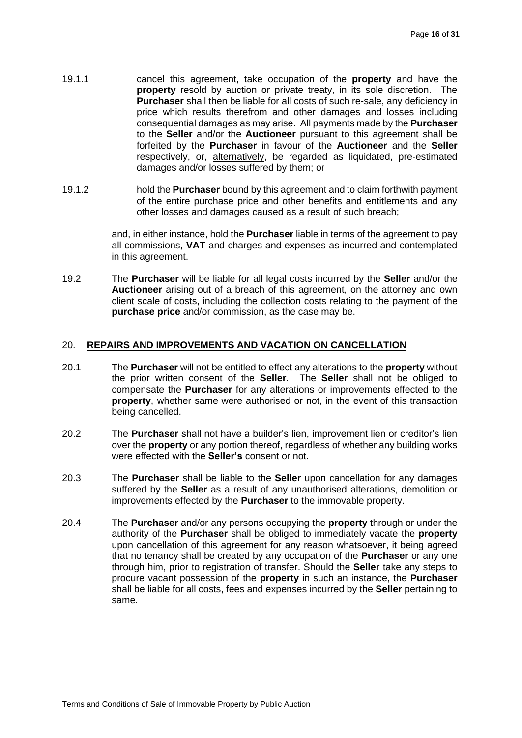19.1.1 cancel this agreement, take occupation of the **property** and have the **property** resold by auction or private treaty, in its sole discretion. The **Purchaser** shall then be liable for all costs of such re-sale, any deficiency in price which results therefrom and other damages and losses including consequential damages as may arise. All payments made by the **Purchaser** to the **Seller** and/or the **Auctioneer** pursuant to this agreement shall be forfeited by the **Purchaser** in favour of the **Auctioneer** and the **Seller** respectively, or, alternatively, be regarded as liquidated, pre-estimated damages and/or losses suffered by them; or

19.1.2 hold the **Purchaser** bound by this agreement and to claim forthwith payment of the entire purchase price and other benefits and entitlements and any other losses and damages caused as a result of such breach;

and, in either instance, hold the **Purchaser** liable in terms of the agreement to pay all commissions, **VAT** and charges and expenses as incurred and contemplated in this agreement.

19.2 The **Purchaser** will be liable for all legal costs incurred by the **Seller** and/or the **Auctioneer** arising out of a breach of this agreement, on the attorney and own client scale of costs, including the collection costs relating to the payment of the **purchase price** and/or commission, as the case may be.

## 20. REPAIRS AND IMPROVEMENTS AND VACATION ON CANCELLATION

20.1 The **Purchaser** will not be entitled to effect any alterations to the **property** without the prior written consent of the **Seller**. The **Seller** shall not be obliged to compensate the **Purchaser** for any alterations or improvements effected to the **property**, whether same were authorised or not, in the event of this transaction being cancelled.

20.2 The **Purchaser** shall not have a builder's lien, improvement lien or creditor's lien over the **property** or any portion thereof, regardless of whether any building works were effected with the **Seller's** consent or not.

20.3 The **Purchaser** shall be liable to the **Seller** upon cancellation for any damages suffered by the **Seller** as a result of any unauthorised alterations, demolition or improvements effected by the **Purchaser** to the immovable property.

20.4 The **Purchaser** and/or any persons occupying the **property** through or under the authority of the **Purchaser** shall be obliged to immediately vacate the **property** upon cancellation of this agreement for any reason whatsoever, it being agreed that no tenancy shall be created by any occupation of the **Purchaser** or any one through him, prior to registration of transfer. Should the **Seller** take any steps to procure vacant possession of the **property** in such an instance, the **Purchaser** shall be liable for all costs, fees and expenses incurred by the **Seller** pertaining to same.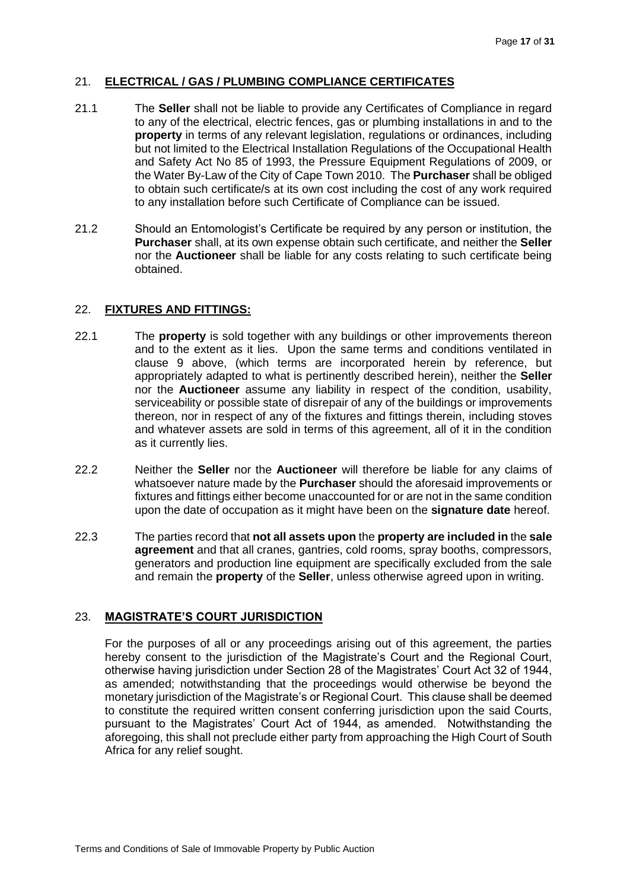## 21. **ELECTRICAL / GAS / PLUMBING COMPLIANCE CERTIFICATES**

21.1 The **Seller** shall not be liable to provide any Certificates of Compliance in regard to any of the electrical, electric fences, gas or plumbing installations in and to the **property** in terms of any relevant legislation, regulations or ordinances, including but not limited to the Electrical Installation Regulations of the Occupational Health and Safety Act No 85 of 1993, the Pressure Equipment Regulations of 2009, or the Water By-Law of the City of Cape Town 2010. The **Purchaser** shall be obliged to obtain such certificate/s at its own cost including the cost of any work required to any installation before such Certificate of Compliance can be issued.

21.2 Should an Entomologist's Certificate be required by any person or institution, the **Purchaser** shall, at its own expense obtain such certificate, and neither the **Seller** nor the **Auctioneer** shall be liable for any costs relating to such certificate being obtained.

## 22. **FIXTURES AND FITTINGS:**

22.1 The **property** is sold together with any buildings or other improvements thereon and to the extent as it lies. Upon the same terms and conditions ventilated in clause 9 above, (which terms are incorporated herein by reference, but appropriately adapted to what is pertinently described herein), neither the **Seller** nor the **Auctioneer** assume any liability in respect of the condition, usability, serviceability or possible state of disrepair of any of the buildings or improvements thereon, nor in respect of any of the fixtures and fittings therein, including stoves and whatever assets are sold in terms of this agreement, all of it in the condition as it currently lies.

22.2 Neither the **Seller** nor the **Auctioneer** will therefore be liable for any claims of whatsoever nature made by the **Purchaser** should the aforesaid improvements or fixtures and fittings either become unaccounted for or are not in the same condition upon the date of occupation as it might have been on the **signature date** hereof.

22.3 The parties record that **not all assets upon** the **property are included in** the **sale agreement** and that all cranes, gantries, cold rooms, spray booths, compressors, generators and production line equipment are specifically excluded from the sale and remain the **property** of the **Seller**, unless otherwise agreed upon in writing.

## 23. **MAGISTRATE'S COURT JURISDICTION**

For the purposes of all or any proceedings arising out of this agreement, the parties hereby consent to the jurisdiction of the Magistrate's Court and the Regional Court, otherwise having jurisdiction under Section 28 of the Magistrates' Court Act 32 of 1944, as amended; notwithstanding that the proceedings would otherwise be beyond the monetary jurisdiction of the Magistrate's or Regional Court. This clause shall be deemed to constitute the required written consent conferring jurisdiction upon the said Courts, pursuant to the Magistrates' Court Act of 1944, as amended. Notwithstanding the aforegoing, this shall not preclude either party from approaching the High Court of South Africa for any relief sought.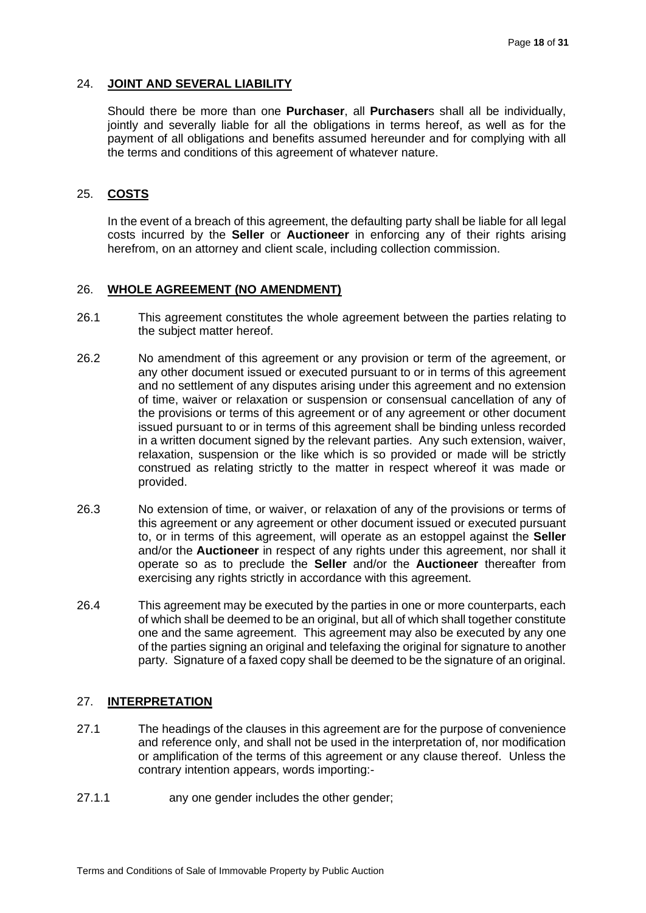## 24. **JOINT AND SEVERAL LIABILITY**

Should there be more than one **Purchaser**, all **Purchaser**s shall all be individually, jointly and severally liable for all the obligations in terms hereof, as well as for the payment of all obligations and benefits assumed hereunder and for complying with all the terms and conditions of this agreement of whatever nature.

## 25. **COSTS**

In the event of a breach of this agreement, the defaulting party shall be liable for all legal costs incurred by the **Seller** or **Auctioneer** in enforcing any of their rights arising herefrom, on an attorney and client scale, including collection commission.

## 26. **WHOLE AGREEMENT (NO AMENDMENT)**

26.1 This agreement constitutes the whole agreement between the parties relating to the subject matter hereof.

26.2 No amendment of this agreement or any provision or term of the agreement, or any other document issued or executed pursuant to or in terms of this agreement and no settlement of any disputes arising under this agreement and no extension of time, waiver or relaxation or suspension or consensual cancellation of any of the provisions or terms of this agreement or of any agreement or other document issued pursuant to or in terms of this agreement shall be binding unless recorded in a written document signed by the relevant parties. Any such extension, waiver, relaxation, suspension or the like which is so provided or made will be strictly construed as relating strictly to the matter in respect whereof it was made or provided.

26.3 No extension of time, or waiver, or relaxation of any of the provisions or terms of this agreement or any agreement or other document issued or executed pursuant to, or in terms of this agreement, will operate as an estoppel against the **Seller** and/or the **Auctioneer** in respect of any rights under this agreement, nor shall it operate so as to preclude the **Seller** and/or the **Auctioneer** thereafter from exercising any rights strictly in accordance with this agreement.

26.4 This agreement may be executed by the parties in one or more counterparts, each of which shall be deemed to be an original, but all of which shall together constitute one and the same agreement. This agreement may also be executed by any one of the parties signing an original and telefaxing the original for signature to another party. Signature of a faxed copy shall be deemed to be the signature of an original.

## 27. **INTERPRETATION**

27.1 The headings of the clauses in this agreement are for the purpose of convenience and reference only, and shall not be used in the interpretation of, nor modification or amplification of the terms of this agreement or any clause thereof. Unless the contrary intention appears, words importing:-

27.1.1 any one gender includes the other gender;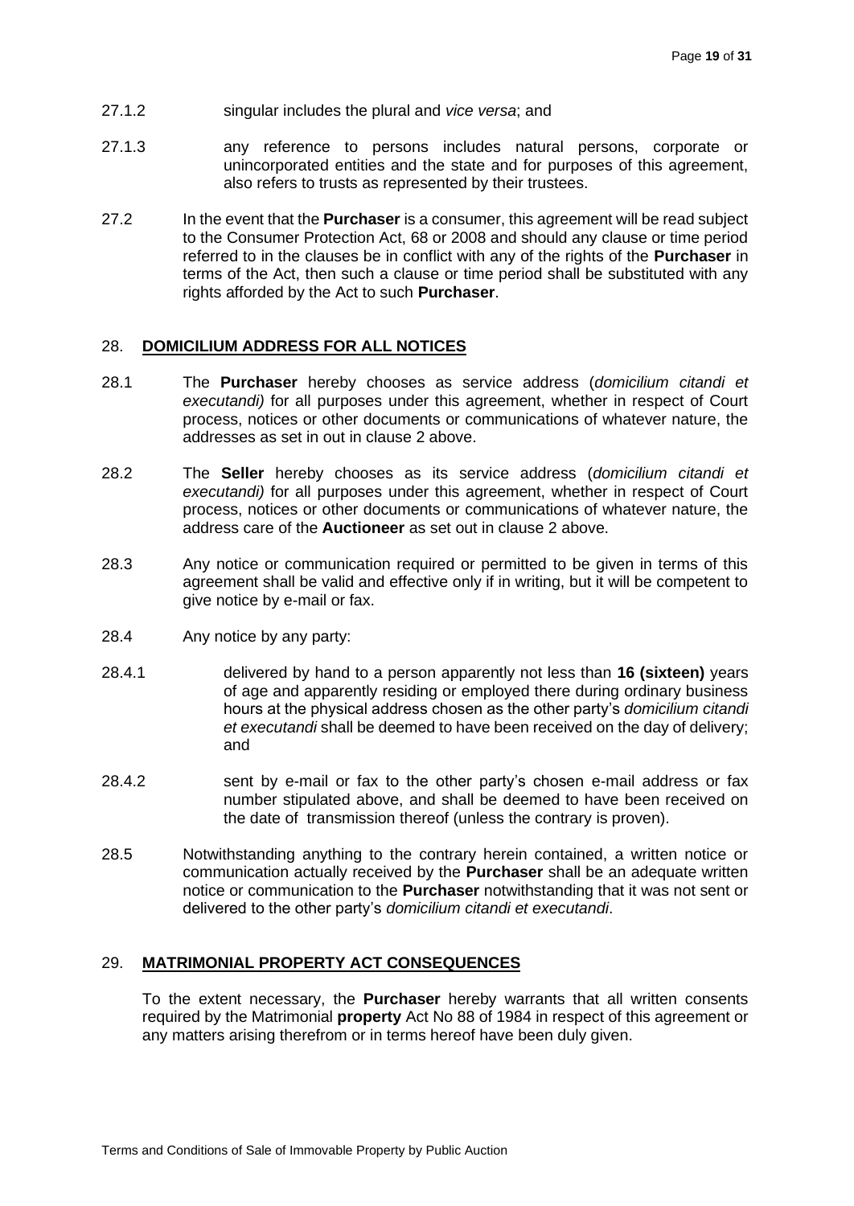27.1.2 singular includes the plural and *vice versa*; and

27.1.3 any reference to persons includes natural persons, corporate or unincorporated entities and the state and for purposes of this agreement, also refers to trusts as represented by their trustees.

27.2 In the event that the **Purchaser** is a consumer, this agreement will be read subject to the Consumer Protection Act, 68 or 2008 and should any clause or time period referred to in the clauses be in conflict with any of the rights of the **Purchaser** in terms of the Act, then such a clause or time period shall be substituted with any rights afforded by the Act to such **Purchaser**.

## 28. **DOMICILIUM ADDRESS FOR ALL NOTICES**

28.1 The **Purchaser** hereby chooses as service address (*domicilium citandi et executandi)* for all purposes under this agreement, whether in respect of Court process, notices or other documents or communications of whatever nature, the addresses as set in out in clause 2 above.

28.2 The **Seller** hereby chooses as its service address (*domicilium citandi et executandi)* for all purposes under this agreement, whether in respect of Court process, notices or other documents or communications of whatever nature, the address care of the **Auctioneer** as set out in clause 2 above.

28.3 Any notice or communication required or permitted to be given in terms of this agreement shall be valid and effective only if in writing, but it will be competent to give notice by e-mail or fax.

28.4 Any notice by any party:

28.4.1 delivered by hand to a person apparently not less than **16 (sixteen)** years of age and apparently residing or employed there during ordinary business hours at the physical address chosen as the other party's *domicilium citandi et executandi* shall be deemed to have been received on the day of delivery; and

28.4.2 sent by e-mail or fax to the other party's chosen e-mail address or fax number stipulated above, and shall be deemed to have been received on the date of transmission thereof (unless the contrary is proven).

28.5 Notwithstanding anything to the contrary herein contained, a written notice or communication actually received by the **Purchaser** shall be an adequate written notice or communication to the **Purchaser** notwithstanding that it was not sent or delivered to the other party's *domicilium citandi et executandi*.

## 29. **MATRIMONIAL PROPERTY ACT CONSEQUENCES**

To the extent necessary, the **Purchaser** hereby warrants that all written consents required by the Matrimonial **property** Act No 88 of 1984 in respect of this agreement or any matters arising therefrom or in terms hereof have been duly given.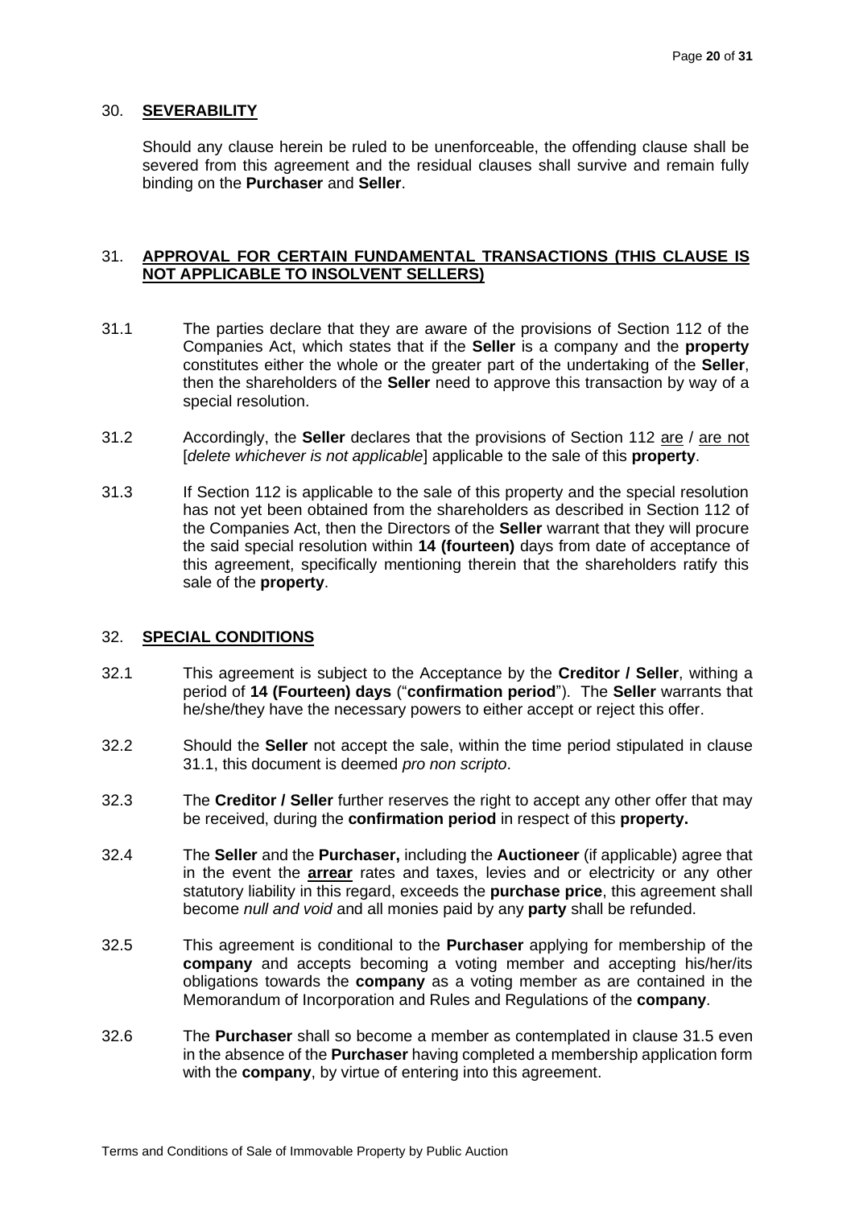## 30. **SEVERABILITY**

Should any clause herein be ruled to be unenforceable, the offending clause shall be severed from this agreement and the residual clauses shall survive and remain fully binding on the **Purchaser** and **Seller**.

## 31. **APPROVAL FOR CERTAIN FUNDAMENTAL TRANSACTIONS (THIS CLAUSE IS NOT APPLICABLE TO INSOLVENT SELLERS)**

31.1 The parties declare that they are aware of the provisions of Section 112 of the Companies Act, which states that if the **Seller** is a company and the **property** constitutes either the whole or the greater part of the undertaking of the **Seller**, then the shareholders of the **Seller** need to approve this transaction by way of a special resolution.

31.2 Accordingly, the **Seller** declares that the provisions of Section 112 are / are not [*delete whichever is not applicable*] applicable to the sale of this **property**.

31.3 If Section 112 is applicable to the sale of this property and the special resolution has not yet been obtained from the shareholders as described in Section 112 of the Companies Act, then the Directors of the **Seller** warrant that they will procure the said special resolution within **14 (fourteen)** days from date of acceptance of this agreement, specifically mentioning therein that the shareholders ratify this sale of the **property**.

## 32. **SPECIAL CONDITIONS**

32.1 This agreement is subject to the Acceptance by the **Creditor / Seller**, withing a period of **14 (Fourteen) days** ("**confirmation period**"). The **Seller** warrants that he/she/they have the necessary powers to either accept or reject this offer.

32.2 Should the **Seller** not accept the sale, within the time period stipulated in clause 31.1, this document is deemed *pro non scripto*.

32.3 The **Creditor / Seller** further reserves the right to accept any other offer that may be received, during the **confirmation period** in respect of this **property.**

32.4 The **Seller** and the **Purchaser,** including the **Auctioneer** (if applicable) agree that in the event the **arrear** rates and taxes, levies and or electricity or any other statutory liability in this regard, exceeds the **purchase price**, this agreement shall become *null and void* and all monies paid by any **party** shall be refunded.

32.5 This agreement is conditional to the **Purchaser** applying for membership of the **company** and accepts becoming a voting member and accepting his/her/its obligations towards the **company** as a voting member as are contained in the Memorandum of Incorporation and Rules and Regulations of the **company**.

32.6 The **Purchaser** shall so become a member as contemplated in clause 31.5 even in the absence of the **Purchaser** having completed a membership application form with the **company**, by virtue of entering into this agreement.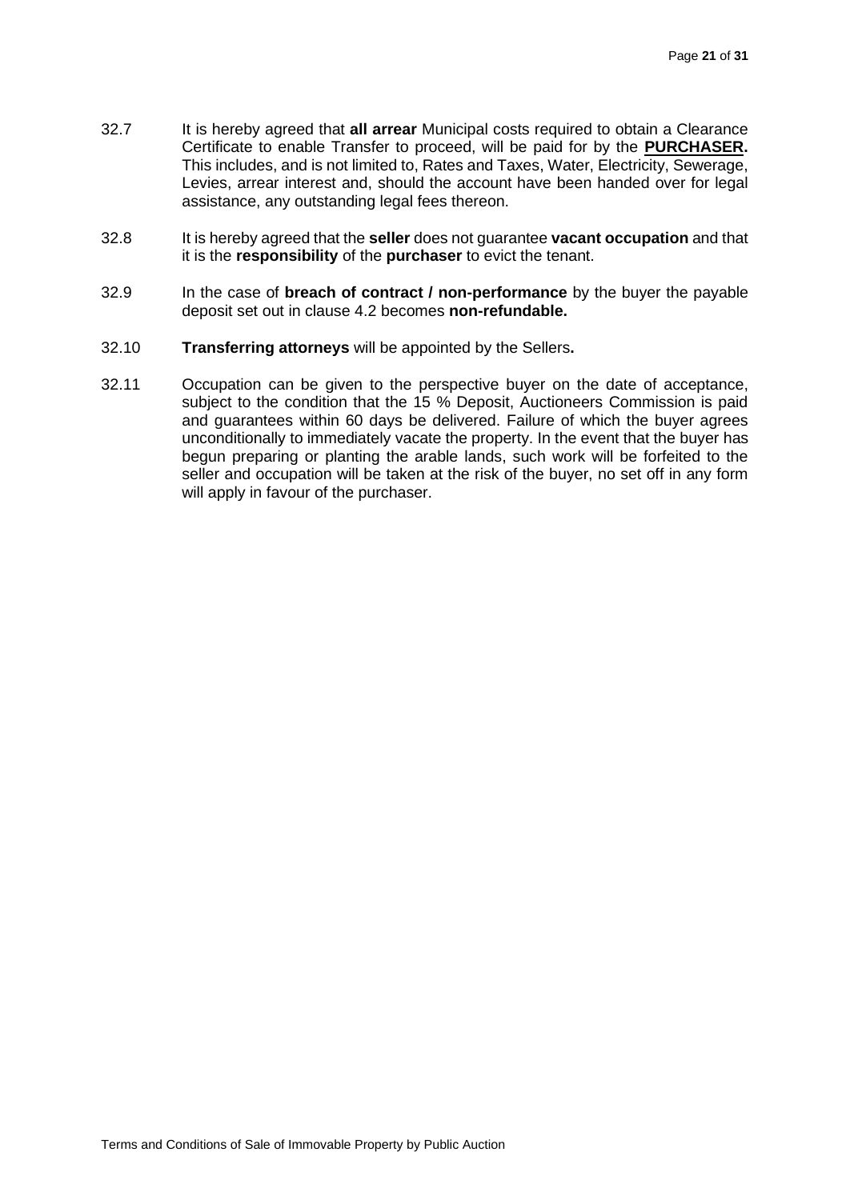32.7 It is hereby agreed that **all arrear** Municipal costs required to obtain a Clearance Certificate to enable Transfer to proceed, will be paid for by the **<u>PURCHASER</u>.** This includes, and is not limited to, Rates and Taxes, Water, Electricity, Sewerage, Levies, arrear interest and, should the account have been handed over for legal assistance, any outstanding legal fees thereon.

32.8 It is hereby agreed that the **seller** does not guarantee **vacant occupation** and that it is the **responsibility** of the **purchaser** to evict the tenant.

32.9 In the case of **breach of contract / non-performance** by the buyer the payable deposit set out in clause 4.2 becomes **non-refundable.**

32.10 **Transferring attorneys** will be appointed by the Sellers**.**

32.11 Occupation can be given to the perspective buyer on the date of acceptance, subject to the condition that the 15 % Deposit, Auctioneers Commission is paid and guarantees within 60 days be delivered. Failure of which the buyer agrees unconditionally to immediately vacate the property. In the event that the buyer has begun preparing or planting the arable lands, such work will be forfeited to the seller and occupation will be taken at the risk of the buyer, no set off in any form will apply in favour of the purchaser.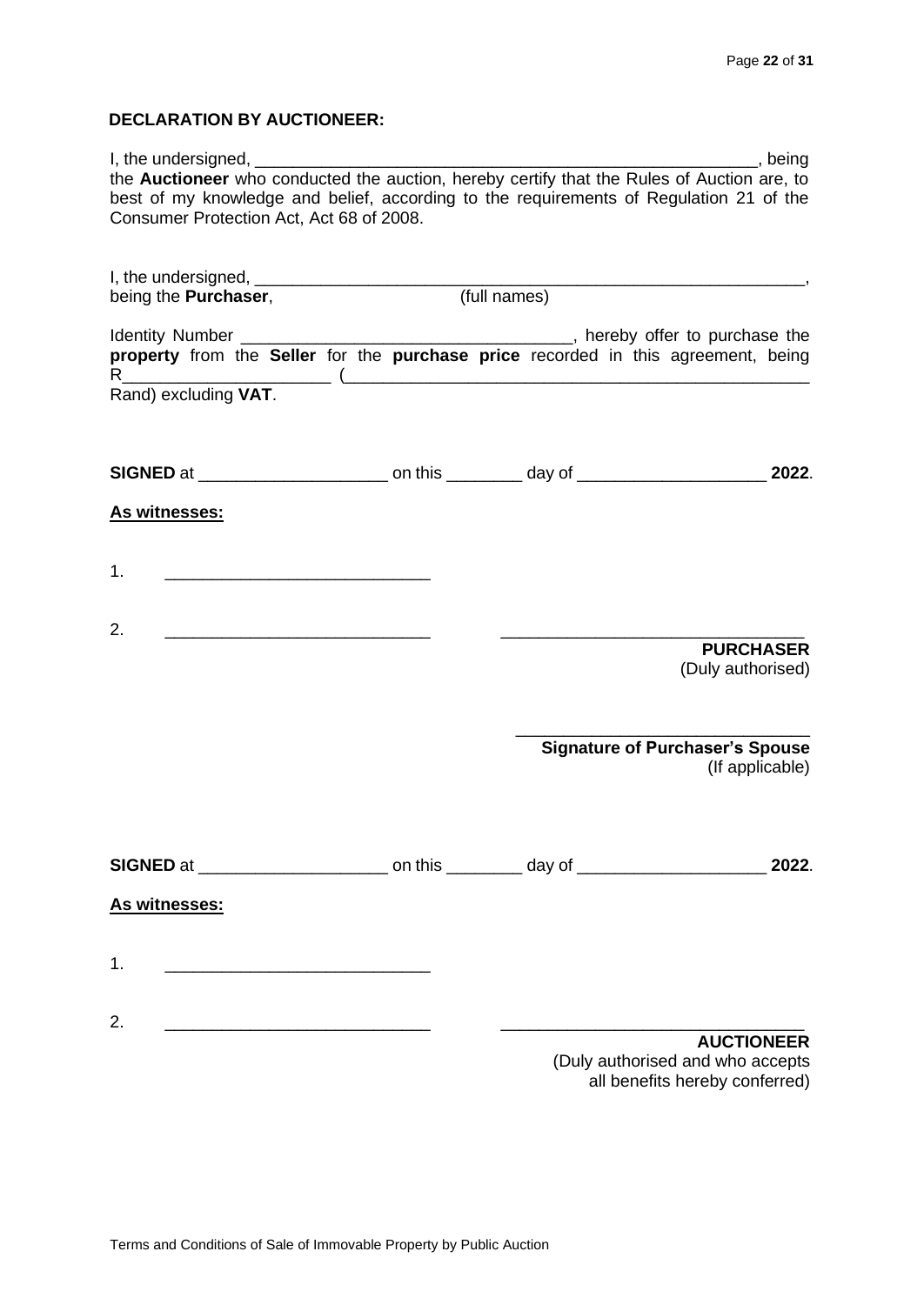**DECLARATION BY AUCTIONEER:**

I, the undersigned, ________________________________________________________, being the **Auctioneer** who conducted the auction, hereby certify that the Rules of Auction are, to best of my knowledge and belief, according to the requirements of Regulation 21 of the Consumer Protection Act, Act 68 of 2008.

I, the undersigned, ______________________________________________________________,
being the **Purchaser**, (full names)

Identity Number ___________________________________, hereby offer to purchase the **property** from the **Seller** for the **purchase price** recorded in this agreement, being R______________________ (__________________________________________________ Rand) excluding **VAT**.

**SIGNED** at ____________________ on this ________ day of ____________________ **2022**.

**As witnesses:**

1. ____________________________

2. ____________________________ ________________________________
**PURCHASER**
(Duly authorised)

________________________________
**Signature of Purchaser's Spouse**
(If applicable)

**SIGNED** at ____________________ on this ________ day of ____________________ **2022**.

**As witnesses:**

1. ____________________________

2. ____________________________ ________________________________
**AUCTIONEER**
(Duly authorised and who accepts all benefits hereby conferred)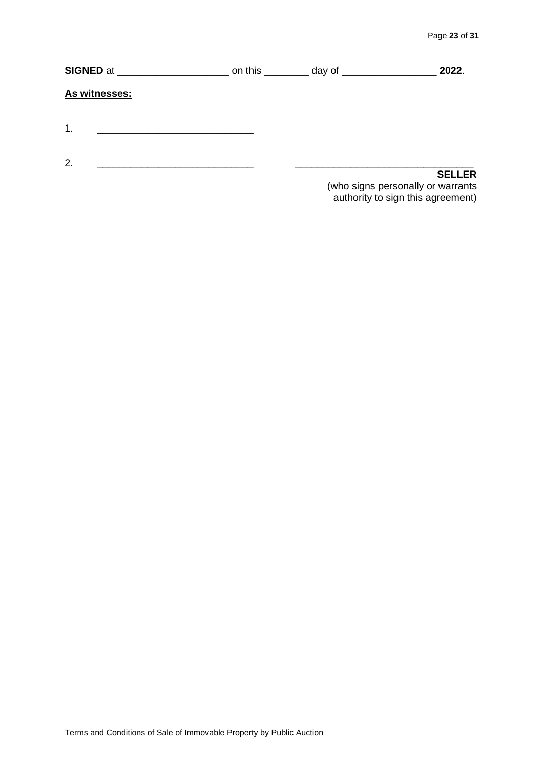**SIGNED** at ____________________ on this ________ day of _________________ **2022**.

**As witnesses:**

1. ____________________________

2. ____________________________

_______________________________

**SELLER**

(who signs personally or warrants authority to sign this agreement)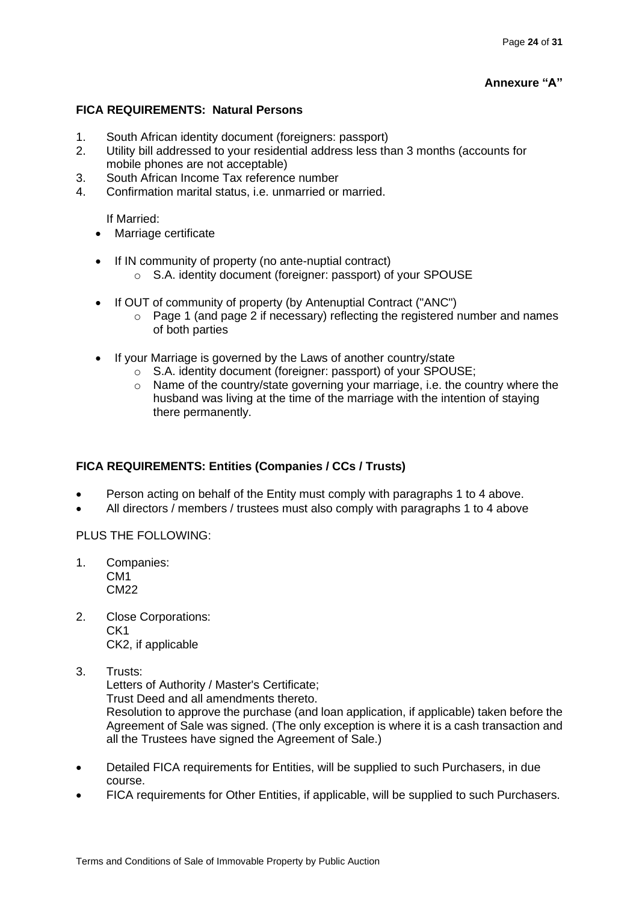**Annexure "A"**

## FICA REQUIREMENTS: Natural Persons

1. South African identity document (foreigners: passport)
2. Utility bill addressed to your residential address less than 3 months (accounts for mobile phones are not acceptable)
3. South African Income Tax reference number
4. Confirmation marital status, i.e. unmarried or married.

   If Married:

   - Marriage certificate
   - If IN community of property (no ante-nuptial contract)
     - S.A. identity document (foreigner: passport) of your SPOUSE
   - If OUT of community of property (by Antenuptial Contract ("ANC")
     - Page 1 (and page 2 if necessary) reflecting the registered number and names of both parties
   - If your Marriage is governed by the Laws of another country/state
     - S.A. identity document (foreigner: passport) of your SPOUSE;
     - Name of the country/state governing your marriage, i.e. the country where the husband was living at the time of the marriage with the intention of staying there permanently.

## FICA REQUIREMENTS: Entities (Companies / CCs / Trusts)

- Person acting on behalf of the Entity must comply with paragraphs 1 to 4 above.
- All directors / members / trustees must also comply with paragraphs 1 to 4 above

PLUS THE FOLLOWING:

1. Companies:
   CM1
   CM22
2. Close Corporations:
   CK1
   CK2, if applicable
3. Trusts:
   Letters of Authority / Master's Certificate;
   Trust Deed and all amendments thereto.
   Resolution to approve the purchase (and loan application, if applicable) taken before the Agreement of Sale was signed. (The only exception is where it is a cash transaction and all the Trustees have signed the Agreement of Sale.)

- Detailed FICA requirements for Entities, will be supplied to such Purchasers, in due course.
- FICA requirements for Other Entities, if applicable, will be supplied to such Purchasers.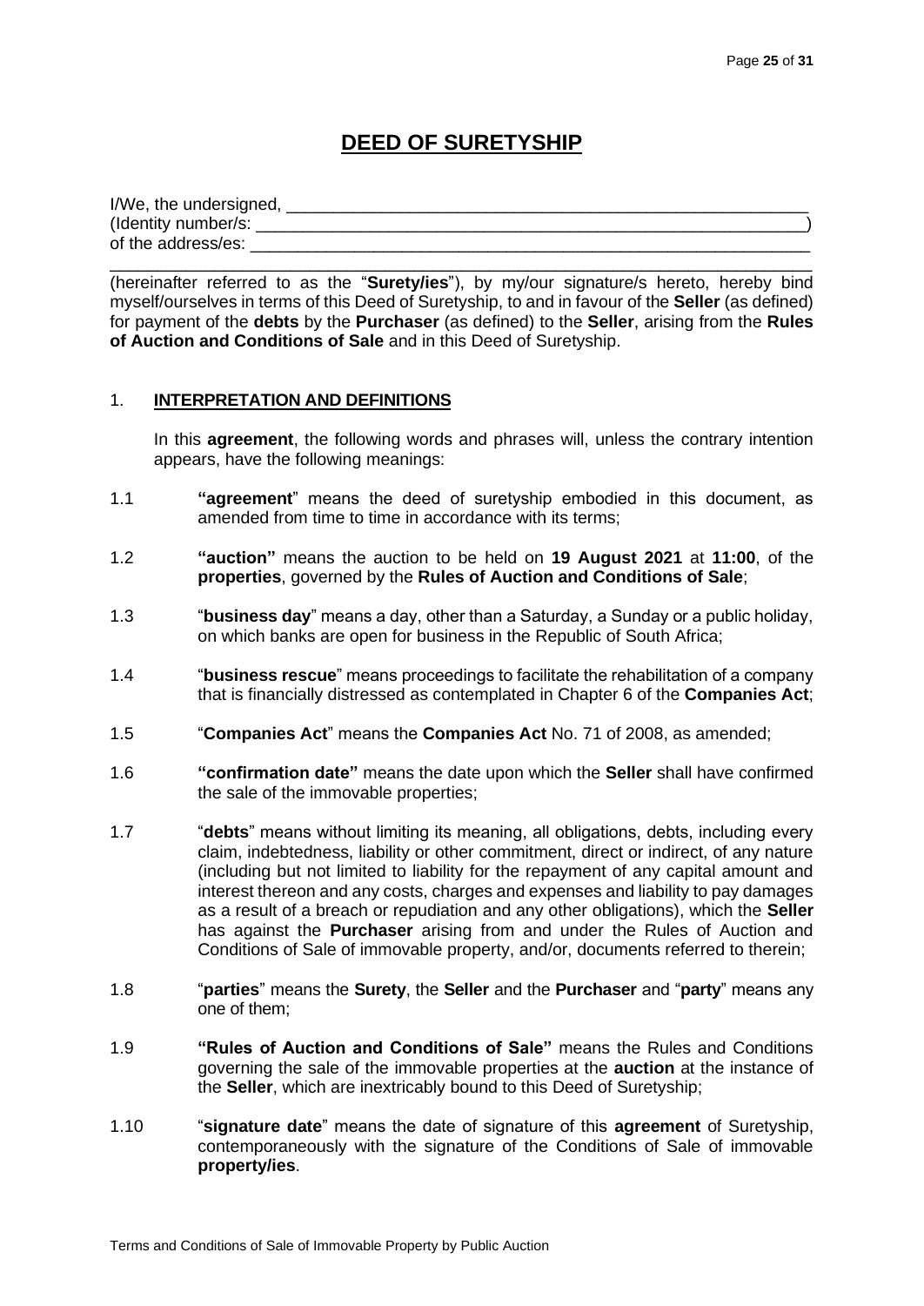# DEED OF SURETYSHIP

I/We, the undersigned, ___________________________________________________________
(Identity number/s: ______________________________________________________________)
of the address/es: _______________________________________________________________
_________________________________________________________________________________
(hereinafter referred to as the "**Surety/ies**"), by my/our signature/s hereto, hereby bind myself/ourselves in terms of this Deed of Suretyship, to and in favour of the **Seller** (as defined) for payment of the **debts** by the **Purchaser** (as defined) to the **Seller**, arising from the **Rules of Auction and Conditions of Sale** and in this Deed of Suretyship.

1. **INTERPRETATION AND DEFINITIONS**

In this **agreement**, the following words and phrases will, unless the contrary intention appears, have the following meanings:

1.1 **"agreement**" means the deed of suretyship embodied in this document, as amended from time to time in accordance with its terms;

1.2 **"auction"** means the auction to be held on **19 August 2021** at **11:00**, of the **properties**, governed by the **Rules of Auction and Conditions of Sale**;

1.3 "**business day**" means a day, other than a Saturday, a Sunday or a public holiday, on which banks are open for business in the Republic of South Africa;

1.4 "**business rescue**" means proceedings to facilitate the rehabilitation of a company that is financially distressed as contemplated in Chapter 6 of the **Companies Act**;

1.5 "**Companies Act**" means the **Companies Act** No. 71 of 2008, as amended;

1.6 **"confirmation date"** means the date upon which the **Seller** shall have confirmed the sale of the immovable properties;

1.7 "**debts**" means without limiting its meaning, all obligations, debts, including every claim, indebtedness, liability or other commitment, direct or indirect, of any nature (including but not limited to liability for the repayment of any capital amount and interest thereon and any costs, charges and expenses and liability to pay damages as a result of a breach or repudiation and any other obligations), which the **Seller** has against the **Purchaser** arising from and under the Rules of Auction and Conditions of Sale of immovable property, and/or, documents referred to therein;

1.8 "**parties**" means the **Surety**, the **Seller** and the **Purchaser** and "**party**" means any one of them;

1.9 **"Rules of Auction and Conditions of Sale"** means the Rules and Conditions governing the sale of the immovable properties at the **auction** at the instance of the **Seller**, which are inextricably bound to this Deed of Suretyship;

1.10 "**signature date**" means the date of signature of this **agreement** of Suretyship, contemporaneously with the signature of the Conditions of Sale of immovable **property/ies**.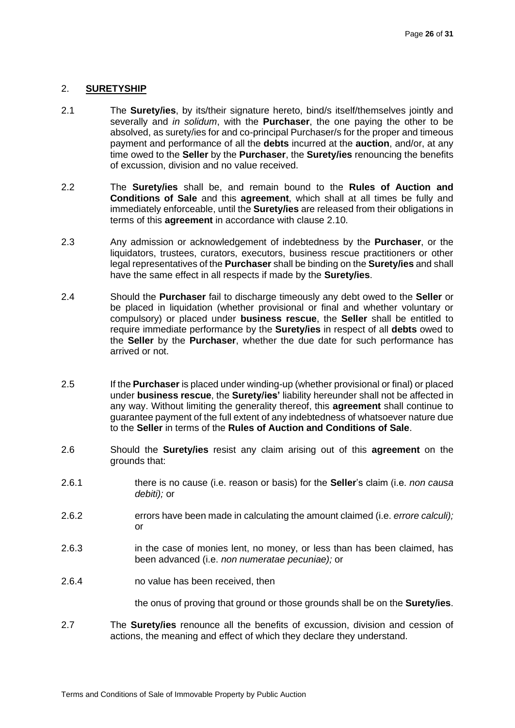## 2. **SURETYSHIP**

2.1 The **Surety/ies**, by its/their signature hereto, bind/s itself/themselves jointly and severally and *in solidum*, with the **Purchaser**, the one paying the other to be absolved, as surety/ies for and co-principal Purchaser/s for the proper and timeous payment and performance of all the **debts** incurred at the **auction**, and/or, at any time owed to the **Seller** by the **Purchaser**, the **Surety/ies** renouncing the benefits of excussion, division and no value received.

2.2 The **Surety/ies** shall be, and remain bound to the **Rules of Auction and Conditions of Sale** and this **agreement**, which shall at all times be fully and immediately enforceable, until the **Surety/ies** are released from their obligations in terms of this **agreement** in accordance with clause 2.10.

2.3 Any admission or acknowledgement of indebtedness by the **Purchaser**, or the liquidators, trustees, curators, executors, business rescue practitioners or other legal representatives of the **Purchaser** shall be binding on the **Surety/ies** and shall have the same effect in all respects if made by the **Surety/ies**.

2.4 Should the **Purchaser** fail to discharge timeously any debt owed to the **Seller** or be placed in liquidation (whether provisional or final and whether voluntary or compulsory) or placed under **business rescue**, the **Seller** shall be entitled to require immediate performance by the **Surety/ies** in respect of all **debts** owed to the **Seller** by the **Purchaser**, whether the due date for such performance has arrived or not.

2.5 If the **Purchaser** is placed under winding-up (whether provisional or final) or placed under **business rescue**, the **Surety/ies'** liability hereunder shall not be affected in any way. Without limiting the generality thereof, this **agreement** shall continue to guarantee payment of the full extent of any indebtedness of whatsoever nature due to the **Seller** in terms of the **Rules of Auction and Conditions of Sale**.

2.6 Should the **Surety/ies** resist any claim arising out of this **agreement** on the grounds that:

2.6.1 there is no cause (i.e. reason or basis) for the **Seller**'s claim (i.e. *non causa debiti);* or

2.6.2 errors have been made in calculating the amount claimed (i.e. *errore calculi);* or

2.6.3 in the case of monies lent, no money, or less than has been claimed, has been advanced (i.e. *non numeratae pecuniae);* or

2.6.4 no value has been received, then

the onus of proving that ground or those grounds shall be on the **Surety/ies**.

2.7 The **Surety/ies** renounce all the benefits of excussion, division and cession of actions, the meaning and effect of which they declare they understand.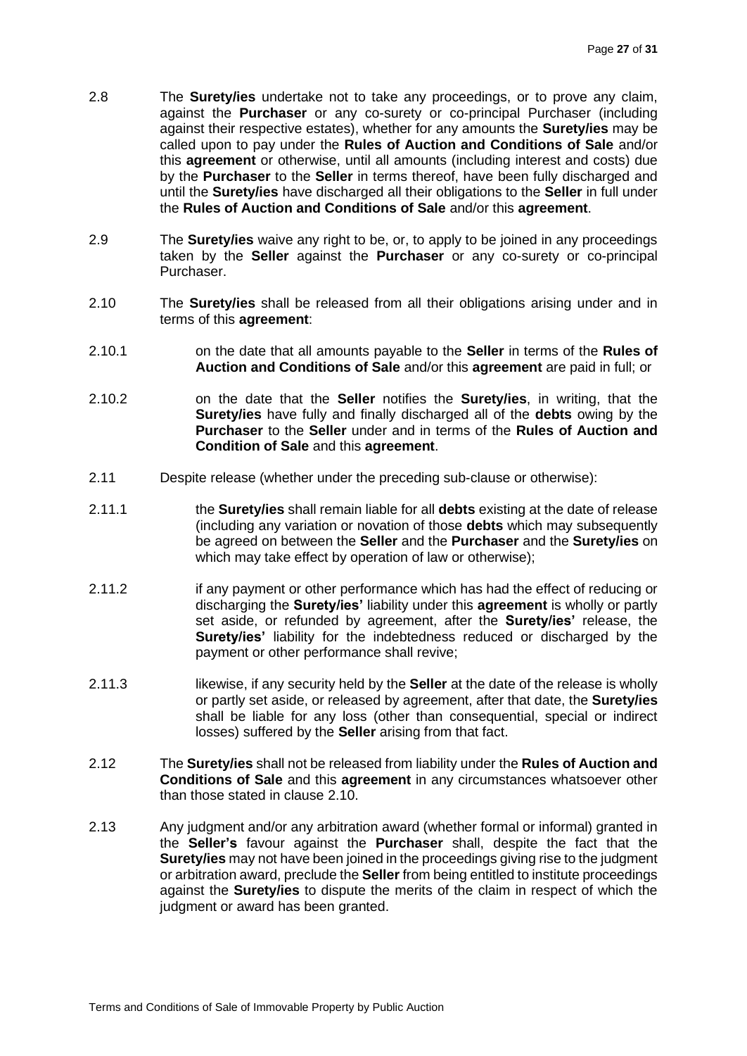2.8 The **Surety/ies** undertake not to take any proceedings, or to prove any claim, against the **Purchaser** or any co-surety or co-principal Purchaser (including against their respective estates), whether for any amounts the **Surety/ies** may be called upon to pay under the **Rules of Auction and Conditions of Sale** and/or this **agreement** or otherwise, until all amounts (including interest and costs) due by the **Purchaser** to the **Seller** in terms thereof, have been fully discharged and until the **Surety/ies** have discharged all their obligations to the **Seller** in full under the **Rules of Auction and Conditions of Sale** and/or this **agreement**.

2.9 The **Surety/ies** waive any right to be, or, to apply to be joined in any proceedings taken by the **Seller** against the **Purchaser** or any co-surety or co-principal Purchaser.

2.10 The **Surety/ies** shall be released from all their obligations arising under and in terms of this **agreement**:

2.10.1 on the date that all amounts payable to the **Seller** in terms of the **Rules of Auction and Conditions of Sale** and/or this **agreement** are paid in full; or

2.10.2 on the date that the **Seller** notifies the **Surety/ies**, in writing, that the **Surety/ies** have fully and finally discharged all of the **debts** owing by the **Purchaser** to the **Seller** under and in terms of the **Rules of Auction and Condition of Sale** and this **agreement**.

2.11 Despite release (whether under the preceding sub-clause or otherwise):

2.11.1 the **Surety/ies** shall remain liable for all **debts** existing at the date of release (including any variation or novation of those **debts** which may subsequently be agreed on between the **Seller** and the **Purchaser** and the **Surety/ies** on which may take effect by operation of law or otherwise);

2.11.2 if any payment or other performance which has had the effect of reducing or discharging the **Surety/ies'** liability under this **agreement** is wholly or partly set aside, or refunded by agreement, after the **Surety/ies'** release, the **Surety/ies'** liability for the indebtedness reduced or discharged by the payment or other performance shall revive;

2.11.3 likewise, if any security held by the **Seller** at the date of the release is wholly or partly set aside, or released by agreement, after that date, the **Surety/ies** shall be liable for any loss (other than consequential, special or indirect losses) suffered by the **Seller** arising from that fact.

2.12 The **Surety/ies** shall not be released from liability under the **Rules of Auction and Conditions of Sale** and this **agreement** in any circumstances whatsoever other than those stated in clause 2.10.

2.13 Any judgment and/or any arbitration award (whether formal or informal) granted in the **Seller's** favour against the **Purchaser** shall, despite the fact that the **Surety/ies** may not have been joined in the proceedings giving rise to the judgment or arbitration award, preclude the **Seller** from being entitled to institute proceedings against the **Surety/ies** to dispute the merits of the claim in respect of which the judgment or award has been granted.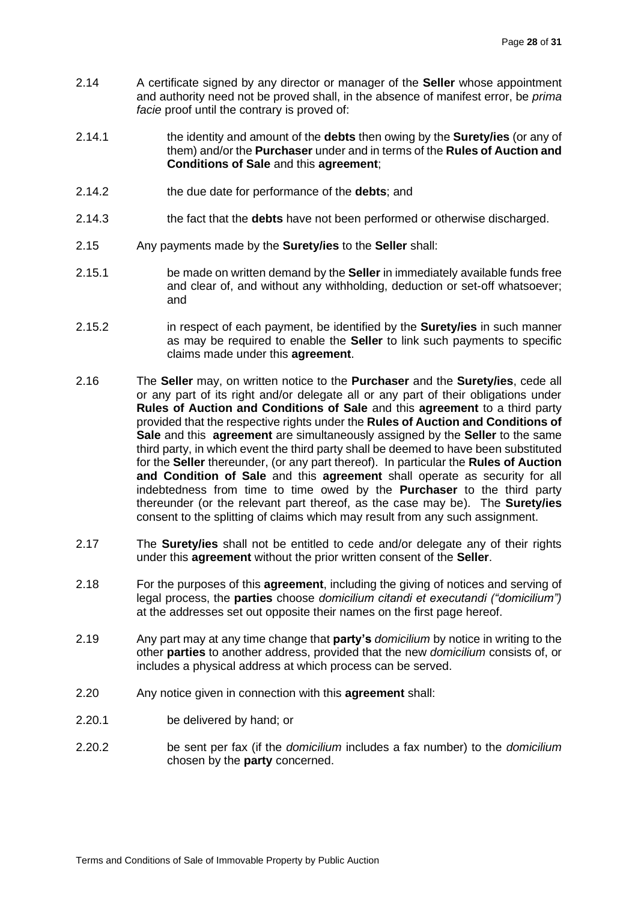2.14 A certificate signed by any director or manager of the **Seller** whose appointment and authority need not be proved shall, in the absence of manifest error, be *prima facie* proof until the contrary is proved of:

2.14.1 the identity and amount of the **debts** then owing by the **Surety/ies** (or any of them) and/or the **Purchaser** under and in terms of the **Rules of Auction and Conditions of Sale** and this **agreement**;

2.14.2 the due date for performance of the **debts**; and

2.14.3 the fact that the **debts** have not been performed or otherwise discharged.

2.15 Any payments made by the **Surety/ies** to the **Seller** shall:

2.15.1 be made on written demand by the **Seller** in immediately available funds free and clear of, and without any withholding, deduction or set-off whatsoever; and

2.15.2 in respect of each payment, be identified by the **Surety/ies** in such manner as may be required to enable the **Seller** to link such payments to specific claims made under this **agreement**.

2.16 The **Seller** may, on written notice to the **Purchaser** and the **Surety/ies**, cede all or any part of its right and/or delegate all or any part of their obligations under **Rules of Auction and Conditions of Sale** and this **agreement** to a third party provided that the respective rights under the **Rules of Auction and Conditions of Sale** and this **agreement** are simultaneously assigned by the **Seller** to the same third party, in which event the third party shall be deemed to have been substituted for the **Seller** thereunder, (or any part thereof). In particular the **Rules of Auction and Condition of Sale** and this **agreement** shall operate as security for all indebtedness from time to time owed by the **Purchaser** to the third party thereunder (or the relevant part thereof, as the case may be). The **Surety/ies** consent to the splitting of claims which may result from any such assignment.

2.17 The **Surety/ies** shall not be entitled to cede and/or delegate any of their rights under this **agreement** without the prior written consent of the **Seller**.

2.18 For the purposes of this **agreement**, including the giving of notices and serving of legal process, the **parties** choose *domicilium citandi et executandi ("domicilium")* at the addresses set out opposite their names on the first page hereof.

2.19 Any part may at any time change that **party's** *domicilium* by notice in writing to the other **parties** to another address, provided that the new *domicilium* consists of, or includes a physical address at which process can be served.

2.20 Any notice given in connection with this **agreement** shall:

2.20.1 be delivered by hand; or

2.20.2 be sent per fax (if the *domicilium* includes a fax number) to the *domicilium* chosen by the **party** concerned.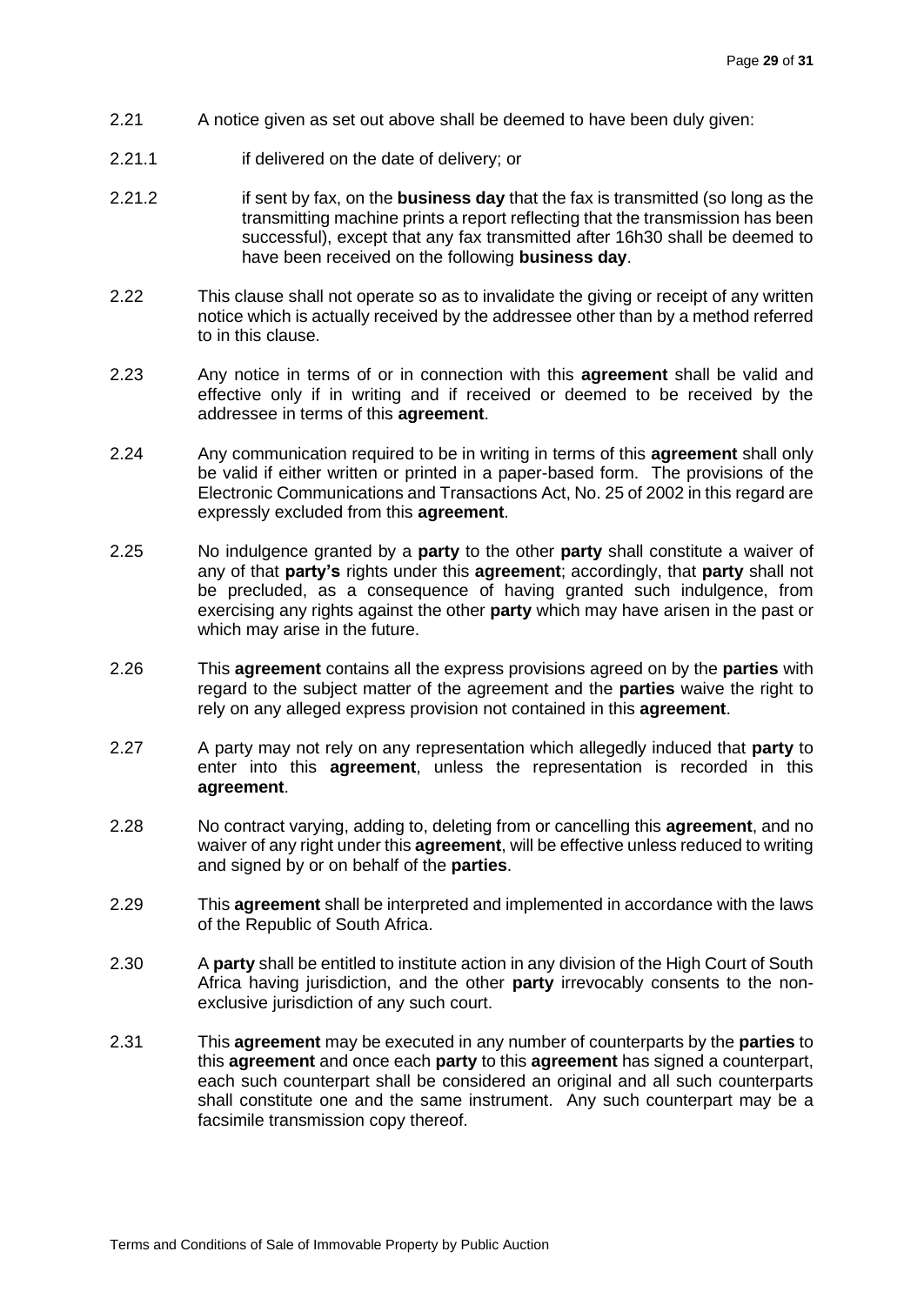2.21 A notice given as set out above shall be deemed to have been duly given:

2.21.1 if delivered on the date of delivery; or

2.21.2 if sent by fax, on the **business day** that the fax is transmitted (so long as the transmitting machine prints a report reflecting that the transmission has been successful), except that any fax transmitted after 16h30 shall be deemed to have been received on the following **business day**.

2.22 This clause shall not operate so as to invalidate the giving or receipt of any written notice which is actually received by the addressee other than by a method referred to in this clause.

2.23 Any notice in terms of or in connection with this **agreement** shall be valid and effective only if in writing and if received or deemed to be received by the addressee in terms of this **agreement**.

2.24 Any communication required to be in writing in terms of this **agreement** shall only be valid if either written or printed in a paper-based form. The provisions of the Electronic Communications and Transactions Act, No. 25 of 2002 in this regard are expressly excluded from this **agreement**.

2.25 No indulgence granted by a **party** to the other **party** shall constitute a waiver of any of that **party's** rights under this **agreement**; accordingly, that **party** shall not be precluded, as a consequence of having granted such indulgence, from exercising any rights against the other **party** which may have arisen in the past or which may arise in the future.

2.26 This **agreement** contains all the express provisions agreed on by the **parties** with regard to the subject matter of the agreement and the **parties** waive the right to rely on any alleged express provision not contained in this **agreement**.

2.27 A party may not rely on any representation which allegedly induced that **party** to enter into this **agreement**, unless the representation is recorded in this **agreement**.

2.28 No contract varying, adding to, deleting from or cancelling this **agreement**, and no waiver of any right under this **agreement**, will be effective unless reduced to writing and signed by or on behalf of the **parties**.

2.29 This **agreement** shall be interpreted and implemented in accordance with the laws of the Republic of South Africa.

2.30 A **party** shall be entitled to institute action in any division of the High Court of South Africa having jurisdiction, and the other **party** irrevocably consents to the non-exclusive jurisdiction of any such court.

2.31 This **agreement** may be executed in any number of counterparts by the **parties** to this **agreement** and once each **party** to this **agreement** has signed a counterpart, each such counterpart shall be considered an original and all such counterparts shall constitute one and the same instrument. Any such counterpart may be a facsimile transmission copy thereof.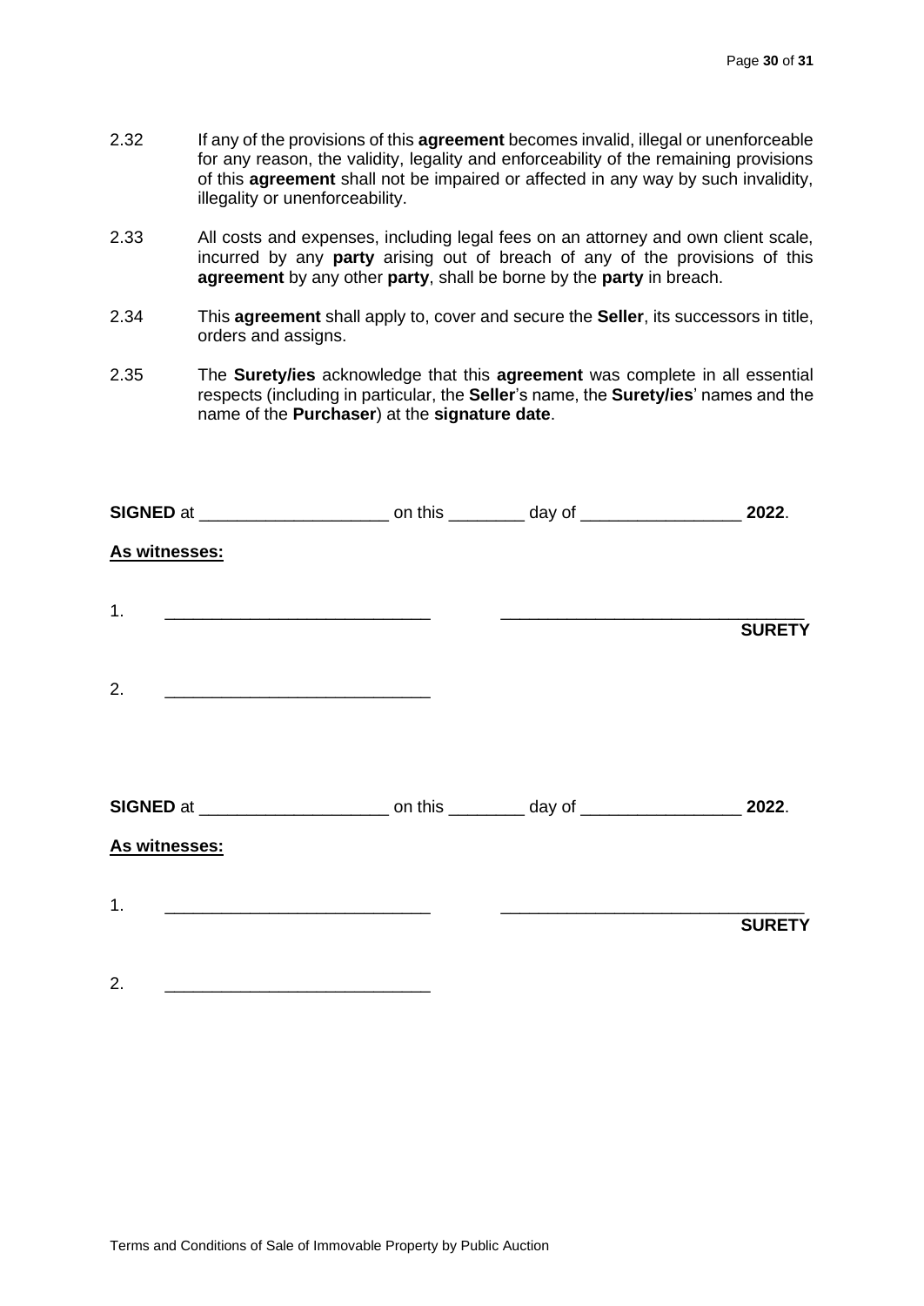2.32 If any of the provisions of this **agreement** becomes invalid, illegal or unenforceable for any reason, the validity, legality and enforceability of the remaining provisions of this **agreement** shall not be impaired or affected in any way by such invalidity, illegality or unenforceability.

2.33 All costs and expenses, including legal fees on an attorney and own client scale, incurred by any **party** arising out of breach of any of the provisions of this **agreement** by any other **party**, shall be borne by the **party** in breach.

2.34 This **agreement** shall apply to, cover and secure the **Seller**, its successors in title, orders and assigns.

2.35 The **Surety/ies** acknowledge that this **agreement** was complete in all essential respects (including in particular, the **Seller**'s name, the **Surety/ies**' names and the name of the **Purchaser**) at the **signature date**.

**SIGNED** at ____________________ on this ________ day of _________________ **2022**.

**As witnesses:**

1. ____________________________ ________________________________
**SURETY**

2. ____________________________

**SIGNED** at ____________________ on this ________ day of _________________ **2022**.

**As witnesses:**

1. ____________________________ ________________________________
**SURETY**

2. ____________________________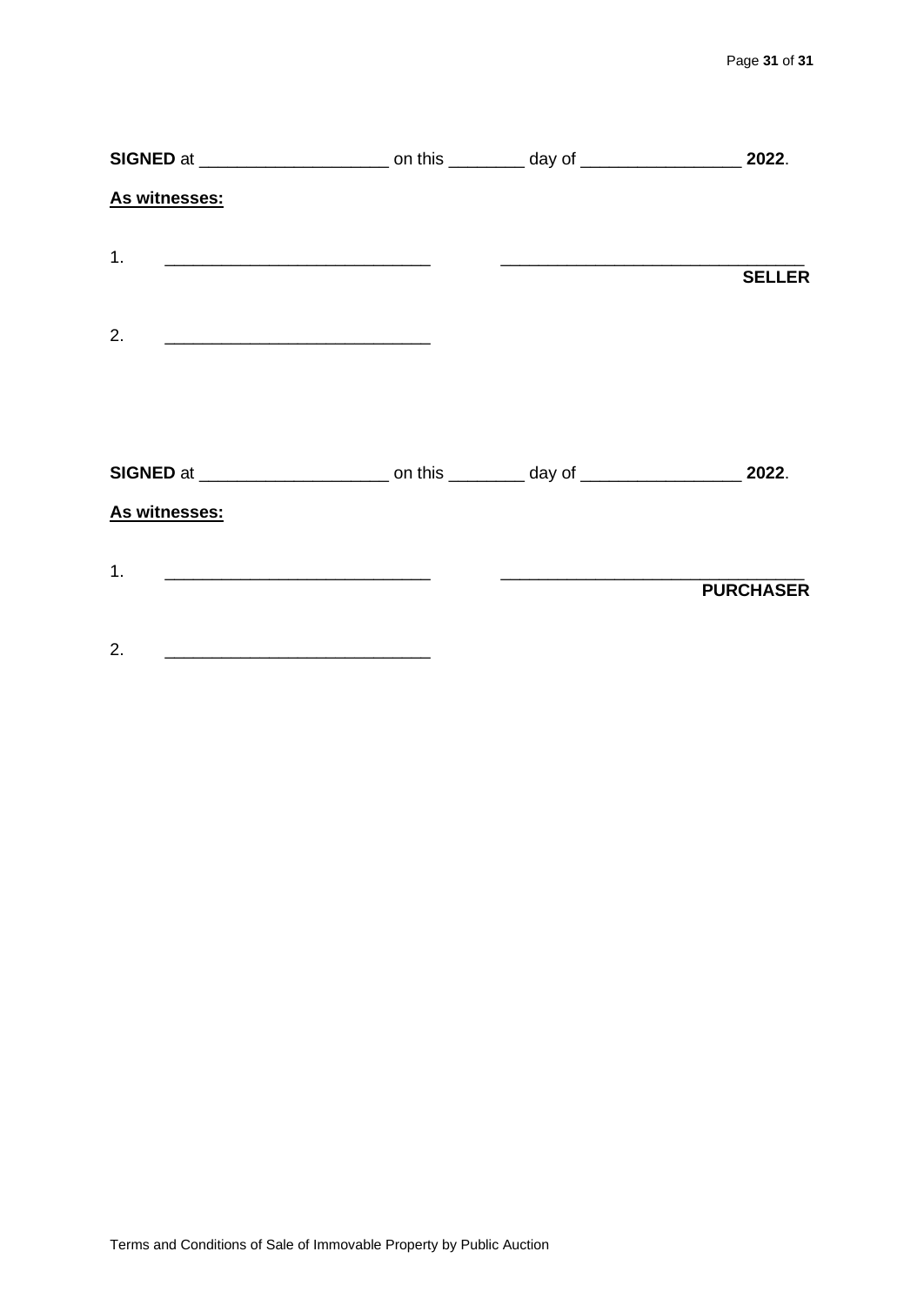**SIGNED** at ____________________ on this ________ day of _________________ **2022**.

**As witnesses:**

1. ____________________________ ________________________________
**SELLER**

2. ____________________________

**SIGNED** at ____________________ on this ________ day of _________________ **2022**.

**As witnesses:**

1. ____________________________ ________________________________
**PURCHASER**

2. ____________________________